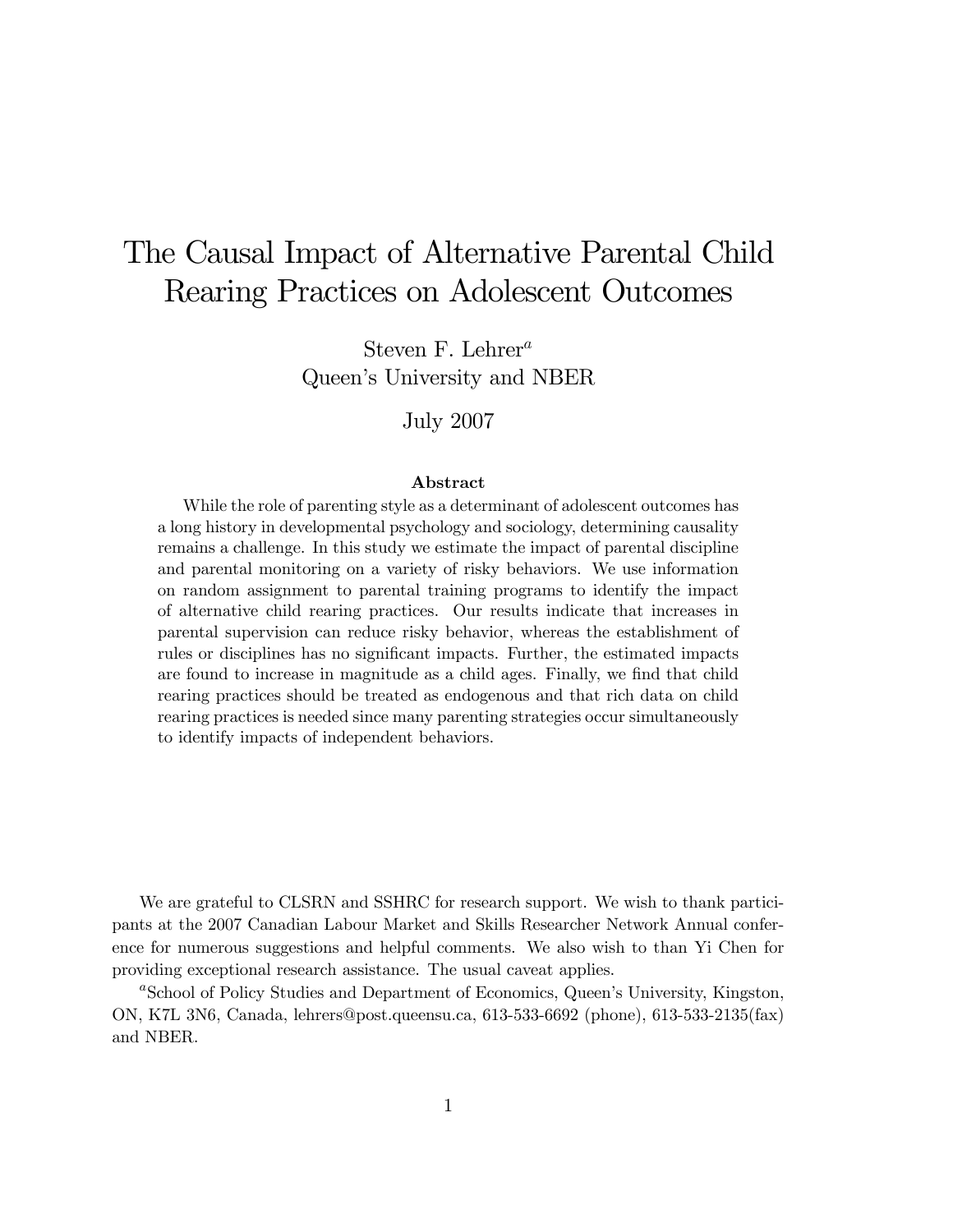# The Causal Impact of Alternative Parental Child Rearing Practices on Adolescent Outcomes

Steven F. Lehrer[a]
Queen's University and NBER

July 2007

### Abstract

While the role of parenting style as a determinant of adolescent outcomes has a long history in developmental psychology and sociology, determining causality remains a challenge. In this study we estimate the impact of parental discipline and parental monitoring on a variety of risky behaviors. We use information on random assignment to parental training programs to identify the impact of alternative child rearing practices. Our results indicate that increases in parental supervision can reduce risky behavior, whereas the establishment of rules or disciplines has no significant impacts. Further, the estimated impacts are found to increase in magnitude as a child ages. Finally, we find that child rearing practices should be treated as endogenous and that rich data on child rearing practices is needed since many parenting strategies occur simultaneously to identify impacts of independent behaviors.

We are grateful to CLSRN and SSHRC for research support. We wish to thank participants at the 2007 Canadian Labour Market and Skills Researcher Network Annual conference for numerous suggestions and helpful comments. We also wish to than Yi Chen for providing exceptional research assistance. The usual caveat applies.

[a]School of Policy Studies and Department of Economics, Queen's University, Kingston, ON, K7L 3N6, Canada, lehrers@post.queensu.ca, 613-533-6692 (phone), 613-533-2135(fax) and NBER.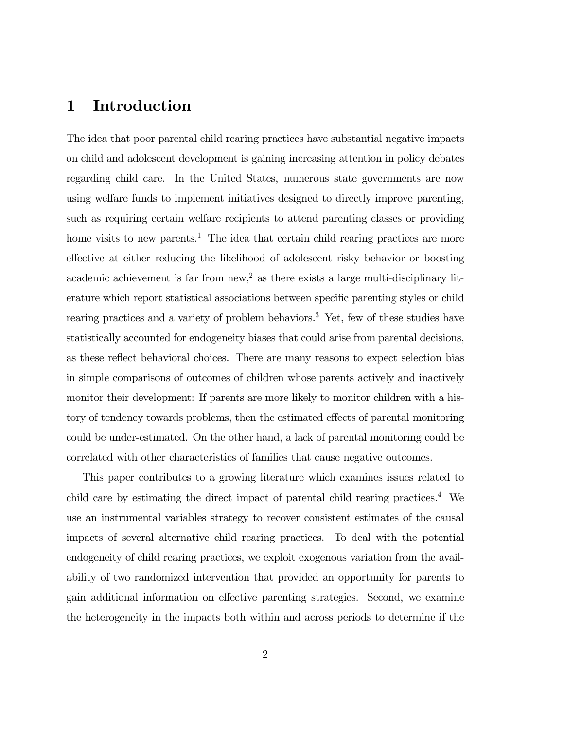# 1 Introduction

The idea that poor parental child rearing practices have substantial negative impacts on child and adolescent development is gaining increasing attention in policy debates regarding child care. In the United States, numerous state governments are now using welfare funds to implement initiatives designed to directly improve parenting, such as requiring certain welfare recipients to attend parenting classes or providing home visits to new parents.[1] The idea that certain child rearing practices are more effective at either reducing the likelihood of adolescent risky behavior or boosting academic achievement is far from new,[2] as there exists a large multi-disciplinary literature which report statistical associations between specific parenting styles or child rearing practices and a variety of problem behaviors.[3] Yet, few of these studies have statistically accounted for endogeneity biases that could arise from parental decisions, as these reflect behavioral choices. There are many reasons to expect selection bias in simple comparisons of outcomes of children whose parents actively and inactively monitor their development: If parents are more likely to monitor children with a history of tendency towards problems, then the estimated effects of parental monitoring could be under-estimated. On the other hand, a lack of parental monitoring could be correlated with other characteristics of families that cause negative outcomes.

This paper contributes to a growing literature which examines issues related to child care by estimating the direct impact of parental child rearing practices.[4] We use an instrumental variables strategy to recover consistent estimates of the causal impacts of several alternative child rearing practices. To deal with the potential endogeneity of child rearing practices, we exploit exogenous variation from the availability of two randomized intervention that provided an opportunity for parents to gain additional information on effective parenting strategies. Second, we examine the heterogeneity in the impacts both within and across periods to determine if the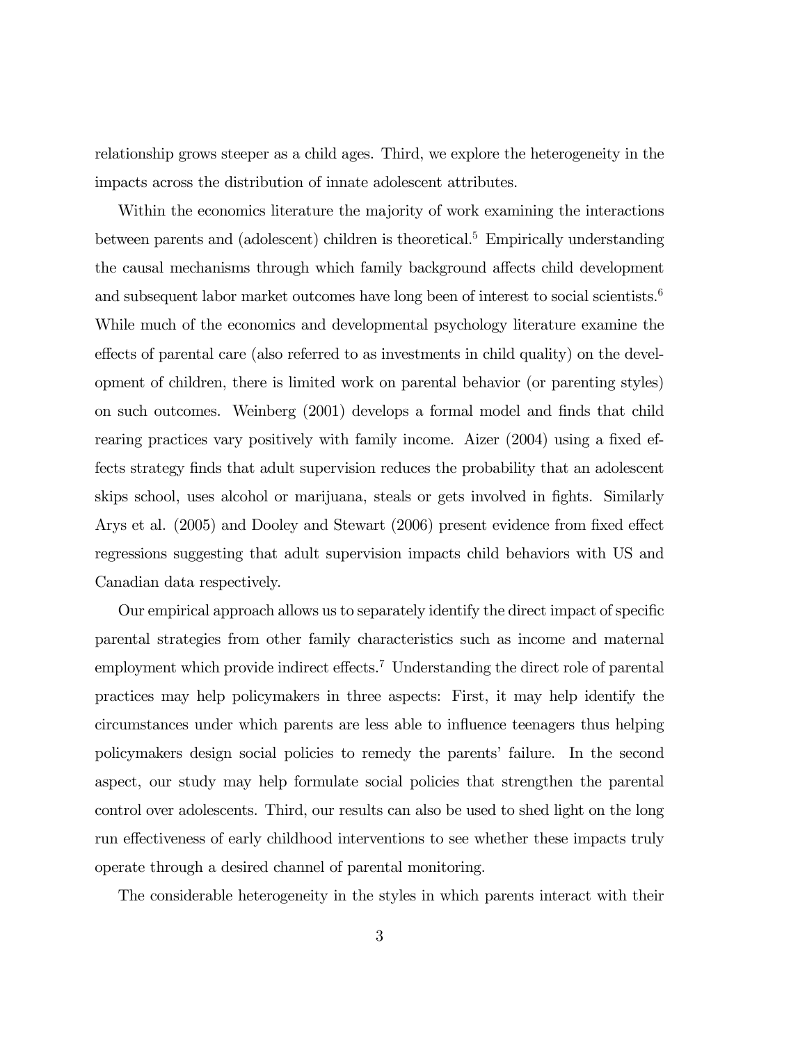relationship grows steeper as a child ages. Third, we explore the heterogeneity in the impacts across the distribution of innate adolescent attributes.

Within the economics literature the majority of work examining the interactions between parents and (adolescent) children is theoretical.[5] Empirically understanding the causal mechanisms through which family background affects child development and subsequent labor market outcomes have long been of interest to social scientists.[6] While much of the economics and developmental psychology literature examine the effects of parental care (also referred to as investments in child quality) on the development of children, there is limited work on parental behavior (or parenting styles) on such outcomes. Weinberg (2001) develops a formal model and finds that child rearing practices vary positively with family income. Aizer (2004) using a fixed effects strategy finds that adult supervision reduces the probability that an adolescent skips school, uses alcohol or marijuana, steals or gets involved in fights. Similarly Arys et al. (2005) and Dooley and Stewart (2006) present evidence from fixed effect regressions suggesting that adult supervision impacts child behaviors with US and Canadian data respectively.

Our empirical approach allows us to separately identify the direct impact of specific parental strategies from other family characteristics such as income and maternal employment which provide indirect effects.[7] Understanding the direct role of parental practices may help policymakers in three aspects: First, it may help identify the circumstances under which parents are less able to influence teenagers thus helping policymakers design social policies to remedy the parents' failure. In the second aspect, our study may help formulate social policies that strengthen the parental control over adolescents. Third, our results can also be used to shed light on the long run effectiveness of early childhood interventions to see whether these impacts truly operate through a desired channel of parental monitoring.

The considerable heterogeneity in the styles in which parents interact with their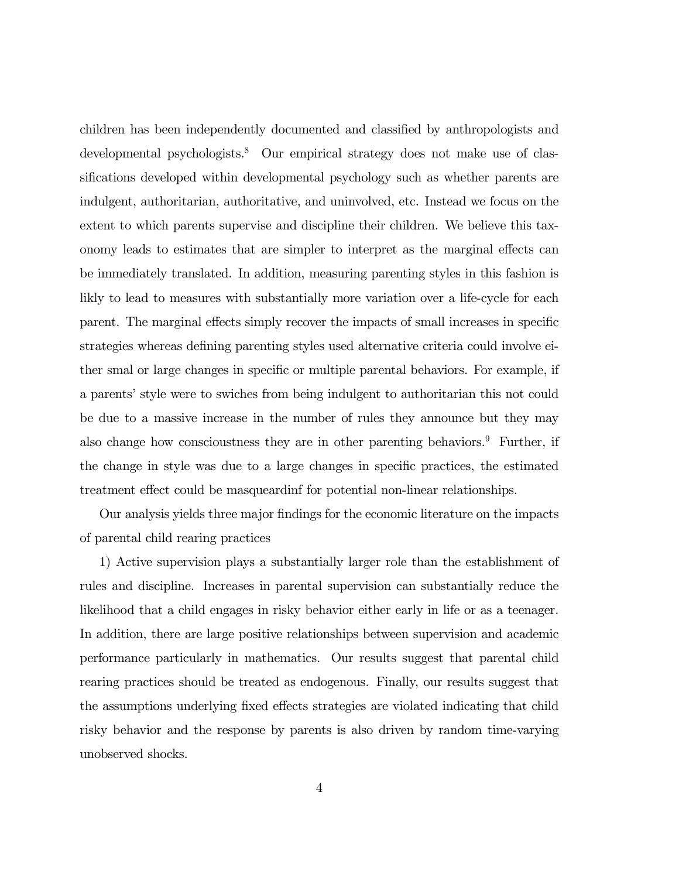children has been independently documented and classified by anthropologists and developmental psychologists.[8] Our empirical strategy does not make use of classifications developed within developmental psychology such as whether parents are indulgent, authoritarian, authoritative, and uninvolved, etc. Instead we focus on the extent to which parents supervise and discipline their children. We believe this taxonomy leads to estimates that are simpler to interpret as the marginal effects can be immediately translated. In addition, measuring parenting styles in this fashion is likly to lead to measures with substantially more variation over a life-cycle for each parent. The marginal effects simply recover the impacts of small increases in specific strategies whereas defining parenting styles used alternative criteria could involve either smal or large changes in specific or multiple parental behaviors. For example, if a parents' style were to swiches from being indulgent to authoritarian this not could be due to a massive increase in the number of rules they announce but they may also change how consciousness they are in other parenting behaviors.[9] Further, if the change in style was due to a large changes in specific practices, the estimated treatment effect could be masqueardinf for potential non-linear relationships.

Our analysis yields three major findings for the economic literature on the impacts of parental child rearing practices

1) Active supervision plays a substantially larger role than the establishment of rules and discipline. Increases in parental supervision can substantially reduce the likelihood that a child engages in risky behavior either early in life or as a teenager. In addition, there are large positive relationships between supervision and academic performance particularly in mathematics. Our results suggest that parental child rearing practices should be treated as endogenous. Finally, our results suggest that the assumptions underlying fixed effects strategies are violated indicating that child risky behavior and the response by parents is also driven by random time-varying unobserved shocks.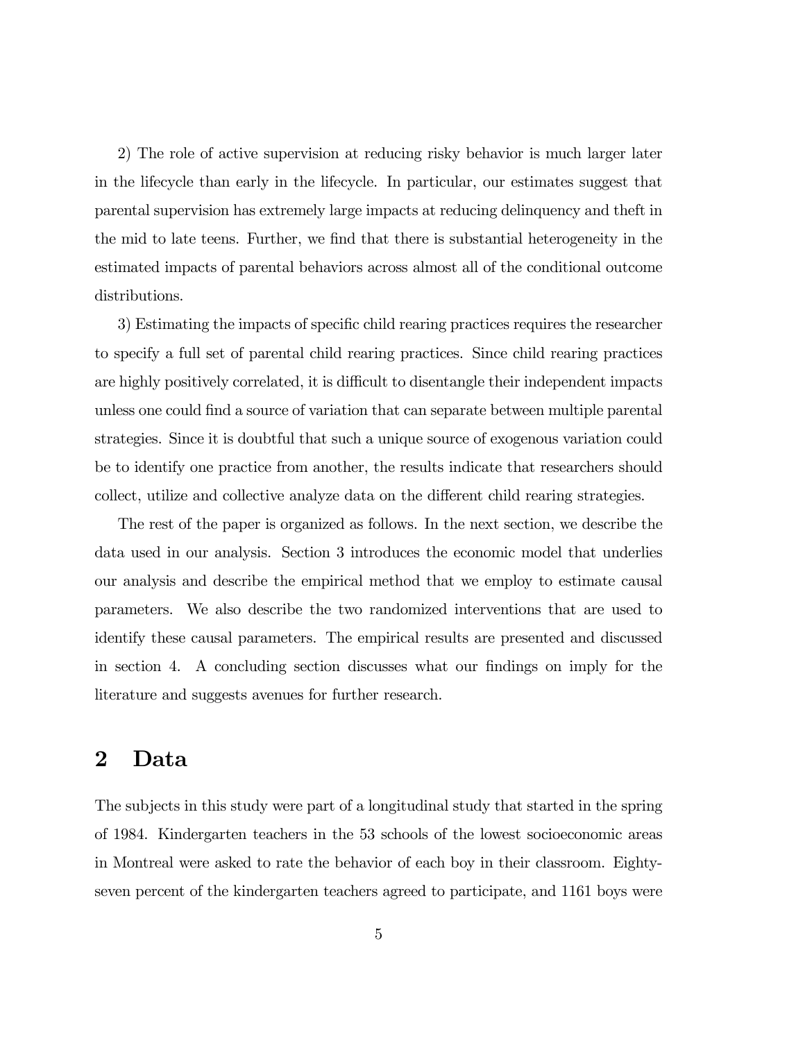2) The role of active supervision at reducing risky behavior is much larger later in the lifecycle than early in the lifecycle. In particular, our estimates suggest that parental supervision has extremely large impacts at reducing delinquency and theft in the mid to late teens. Further, we find that there is substantial heterogeneity in the estimated impacts of parental behaviors across almost all of the conditional outcome distributions.

3) Estimating the impacts of specific child rearing practices requires the researcher to specify a full set of parental child rearing practices. Since child rearing practices are highly positively correlated, it is difficult to disentangle their independent impacts unless one could find a source of variation that can separate between multiple parental strategies. Since it is doubtful that such a unique source of exogenous variation could be to identify one practice from another, the results indicate that researchers should collect, utilize and collective analyze data on the different child rearing strategies.

The rest of the paper is organized as follows. In the next section, we describe the data used in our analysis. Section 3 introduces the economic model that underlies our analysis and describe the empirical method that we employ to estimate causal parameters. We also describe the two randomized interventions that are used to identify these causal parameters. The empirical results are presented and discussed in section 4. A concluding section discusses what our findings on imply for the literature and suggests avenues for further research.

## 2 Data

The subjects in this study were part of a longitudinal study that started in the spring of 1984. Kindergarten teachers in the 53 schools of the lowest socioeconomic areas in Montreal were asked to rate the behavior of each boy in their classroom. Eighty-seven percent of the kindergarten teachers agreed to participate, and 1161 boys were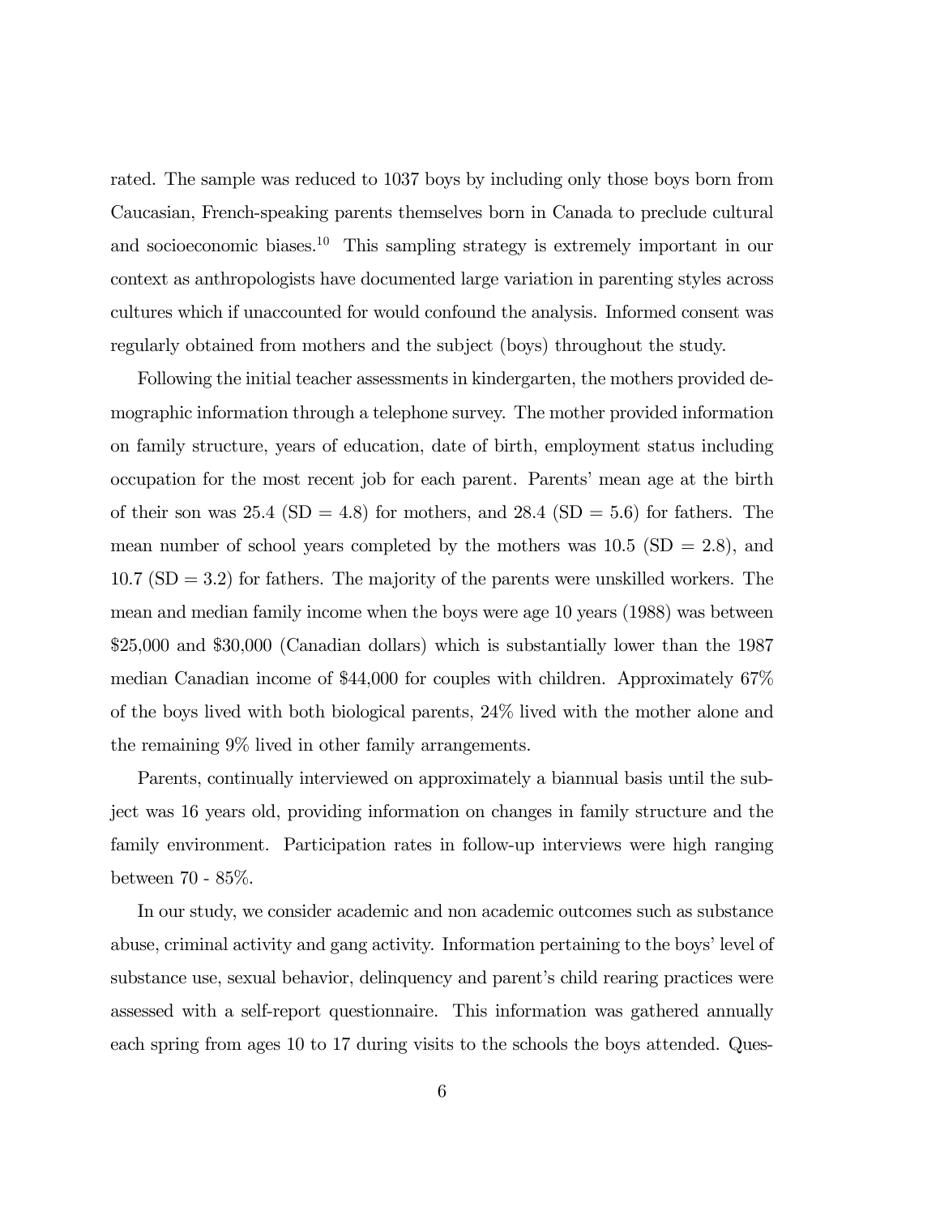rated. The sample was reduced to 1037 boys by including only those boys born from Caucasian, French-speaking parents themselves born in Canada to preclude cultural and socioeconomic biases.[10] This sampling strategy is extremely important in our context as anthropologists have documented large variation in parenting styles across cultures which if unaccounted for would confound the analysis. Informed consent was regularly obtained from mothers and the subject (boys) throughout the study.

Following the initial teacher assessments in kindergarten, the mothers provided demographic information through a telephone survey. The mother provided information on family structure, years of education, date of birth, employment status including occupation for the most recent job for each parent. Parents' mean age at the birth of their son was 25.4 (SD = 4.8) for mothers, and 28.4 (SD = 5.6) for fathers. The mean number of school years completed by the mothers was 10.5 (SD = 2.8), and 10.7 (SD = 3.2) for fathers. The majority of the parents were unskilled workers. The mean and median family income when the boys were age 10 years (1988) was between $25,000 and $30,000 (Canadian dollars) which is substantially lower than the 1987 median Canadian income of $44,000 for couples with children. Approximately 67% of the boys lived with both biological parents, 24% lived with the mother alone and the remaining 9% lived in other family arrangements.

Parents, continually interviewed on approximately a biannual basis until the subject was 16 years old, providing information on changes in family structure and the family environment. Participation rates in follow-up interviews were high ranging between 70 - 85%.

In our study, we consider academic and non academic outcomes such as substance abuse, criminal activity and gang activity. Information pertaining to the boys' level of substance use, sexual behavior, delinquency and parent's child rearing practices were assessed with a self-report questionnaire. This information was gathered annually each spring from ages 10 to 17 during visits to the schools the boys attended. Ques-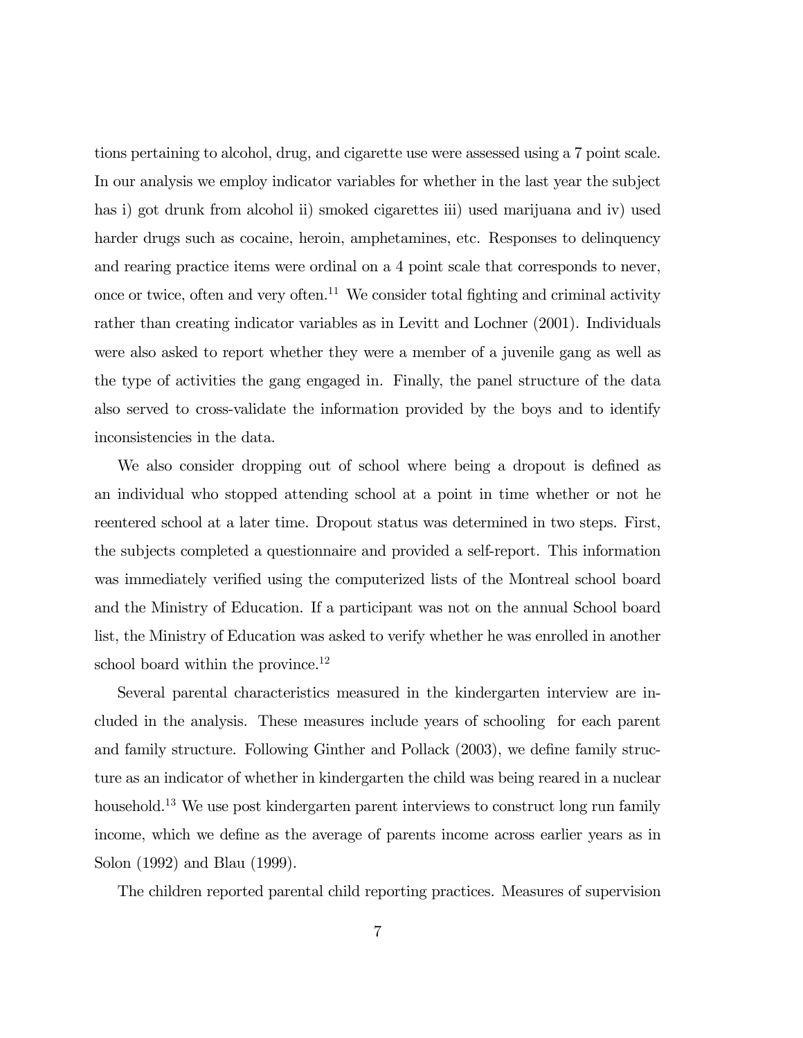tions pertaining to alcohol, drug, and cigarette use were assessed using a 7 point scale. In our analysis we employ indicator variables for whether in the last year the subject has i) got drunk from alcohol ii) smoked cigarettes iii) used marijuana and iv) used harder drugs such as cocaine, heroin, amphetamines, etc. Responses to delinquency and rearing practice items were ordinal on a 4 point scale that corresponds to never, once or twice, often and very often.[11] We consider total fighting and criminal activity rather than creating indicator variables as in Levitt and Lochner (2001). Individuals were also asked to report whether they were a member of a juvenile gang as well as the type of activities the gang engaged in. Finally, the panel structure of the data also served to cross-validate the information provided by the boys and to identify inconsistencies in the data.

We also consider dropping out of school where being a dropout is defined as an individual who stopped attending school at a point in time whether or not he reentered school at a later time. Dropout status was determined in two steps. First, the subjects completed a questionnaire and provided a self-report. This information was immediately verified using the computerized lists of the Montreal school board and the Ministry of Education. If a participant was not on the annual School board list, the Ministry of Education was asked to verify whether he was enrolled in another school board within the province.[12]

Several parental characteristics measured in the kindergarten interview are included in the analysis. These measures include years of schooling for each parent and family structure. Following Ginther and Pollack (2003), we define family structure as an indicator of whether in kindergarten the child was being reared in a nuclear household.[13] We use post kindergarten parent interviews to construct long run family income, which we define as the average of parents income across earlier years as in Solon (1992) and Blau (1999).

The children reported parental child reporting practices. Measures of supervision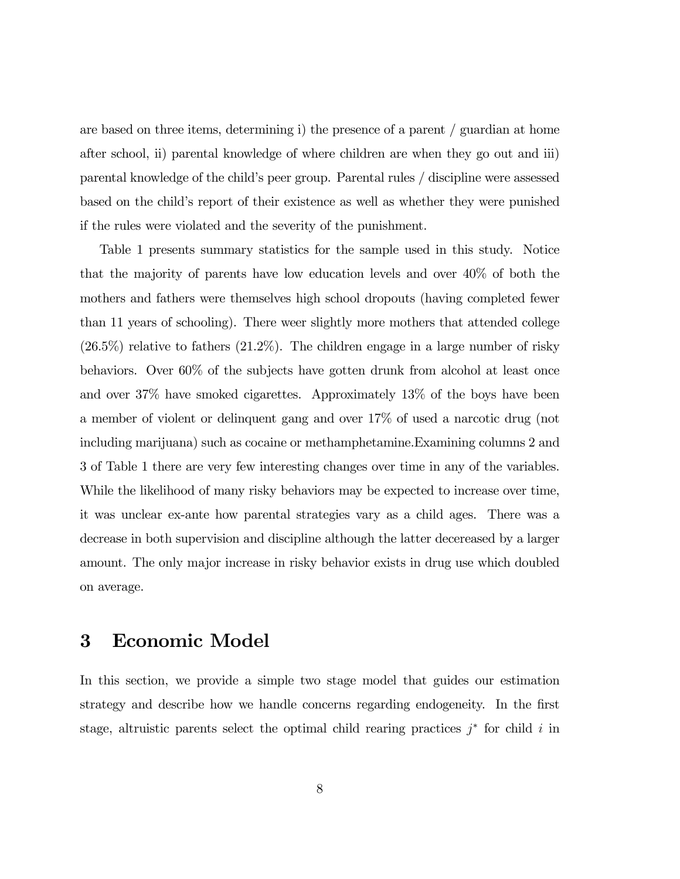are based on three items, determining i) the presence of a parent / guardian at home after school, ii) parental knowledge of where children are when they go out and iii) parental knowledge of the child's peer group. Parental rules / discipline were assessed based on the child's report of their existence as well as whether they were punished if the rules were violated and the severity of the punishment.

Table 1 presents summary statistics for the sample used in this study. Notice that the majority of parents have low education levels and over 40% of both the mothers and fathers were themselves high school dropouts (having completed fewer than 11 years of schooling). There weer slightly more mothers that attended college (26.5%) relative to fathers (21.2%). The children engage in a large number of risky behaviors. Over 60% of the subjects have gotten drunk from alcohol at least once and over 37% have smoked cigarettes. Approximately 13% of the boys have been a member of violent or delinquent gang and over 17% of used a narcotic drug (not including marijuana) such as cocaine or methamphetamine.Examining columns 2 and 3 of Table 1 there are very few interesting changes over time in any of the variables. While the likelihood of many risky behaviors may be expected to increase over time, it was unclear ex-ante how parental strategies vary as a child ages. There was a decrease in both supervision and discipline although the latter decereased by a larger amount. The only major increase in risky behavior exists in drug use which doubled on average.

# 3 Economic Model

In this section, we provide a simple two stage model that guides our estimation strategy and describe how we handle concerns regarding endogeneity. In the first stage, altruistic parents select the optimal child rearing practices $j^*$ for child $i$ in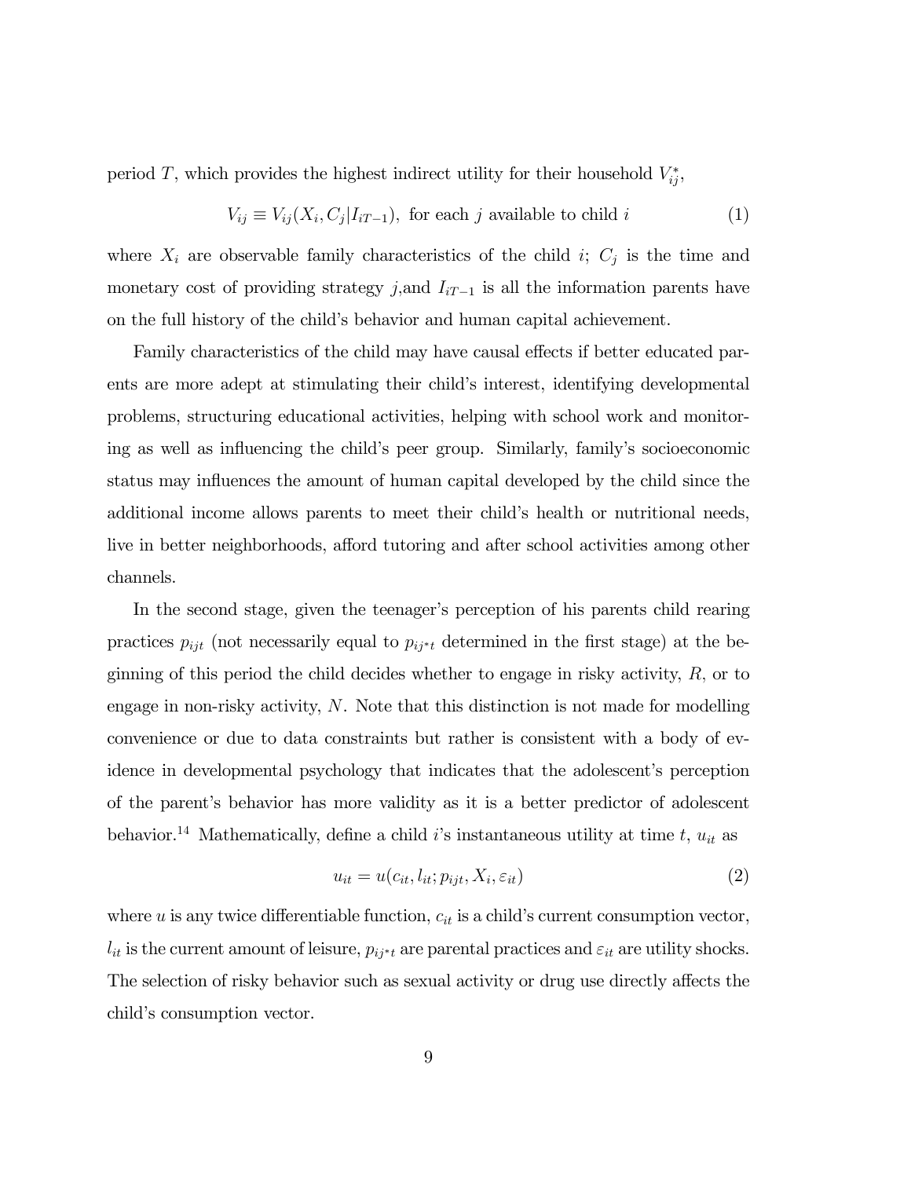period $T$, which provides the highest indirect utility for their household $V_{ij}^*$,

$$V_{ij} \equiv V_{ij}(X_i, C_j | I_{iT-1}), \text{ for each } j \text{ available to child } i \tag{1}$$

where $X_i$ are observable family characteristics of the child $i$; $C_j$ is the time and monetary cost of providing strategy $j$,and $I_{iT-1}$ is all the information parents have on the full history of the child's behavior and human capital achievement.

Family characteristics of the child may have causal effects if better educated parents are more adept at stimulating their child's interest, identifying developmental problems, structuring educational activities, helping with school work and monitoring as well as influencing the child's peer group. Similarly, family's socioeconomic status may influences the amount of human capital developed by the child since the additional income allows parents to meet their child's health or nutritional needs, live in better neighborhoods, afford tutoring and after school activities among other channels.

In the second stage, given the teenager's perception of his parents child rearing practices $p_{ijt}$ (not necessarily equal to $p_{ij^*t}$ determined in the first stage) at the beginning of this period the child decides whether to engage in risky activity, $R$, or to engage in non-risky activity, $N$. Note that this distinction is not made for modelling convenience or due to data constraints but rather is consistent with a body of evidence in developmental psychology that indicates that the adolescent's perception of the parent's behavior has more validity as it is a better predictor of adolescent behavior.[14] Mathematically, define a child $i$'s instantaneous utility at time $t$, $u_{it}$ as

$$u_{it} = u(c_{it}, l_{it}; p_{ijt}, X_i, \varepsilon_{it}) \tag{2}$$

where $u$ is any twice differentiable function, $c_{it}$ is a child's current consumption vector, $l_{it}$ is the current amount of leisure, $p_{ij^*t}$ are parental practices and $\varepsilon_{it}$ are utility shocks. The selection of risky behavior such as sexual activity or drug use directly affects the child's consumption vector.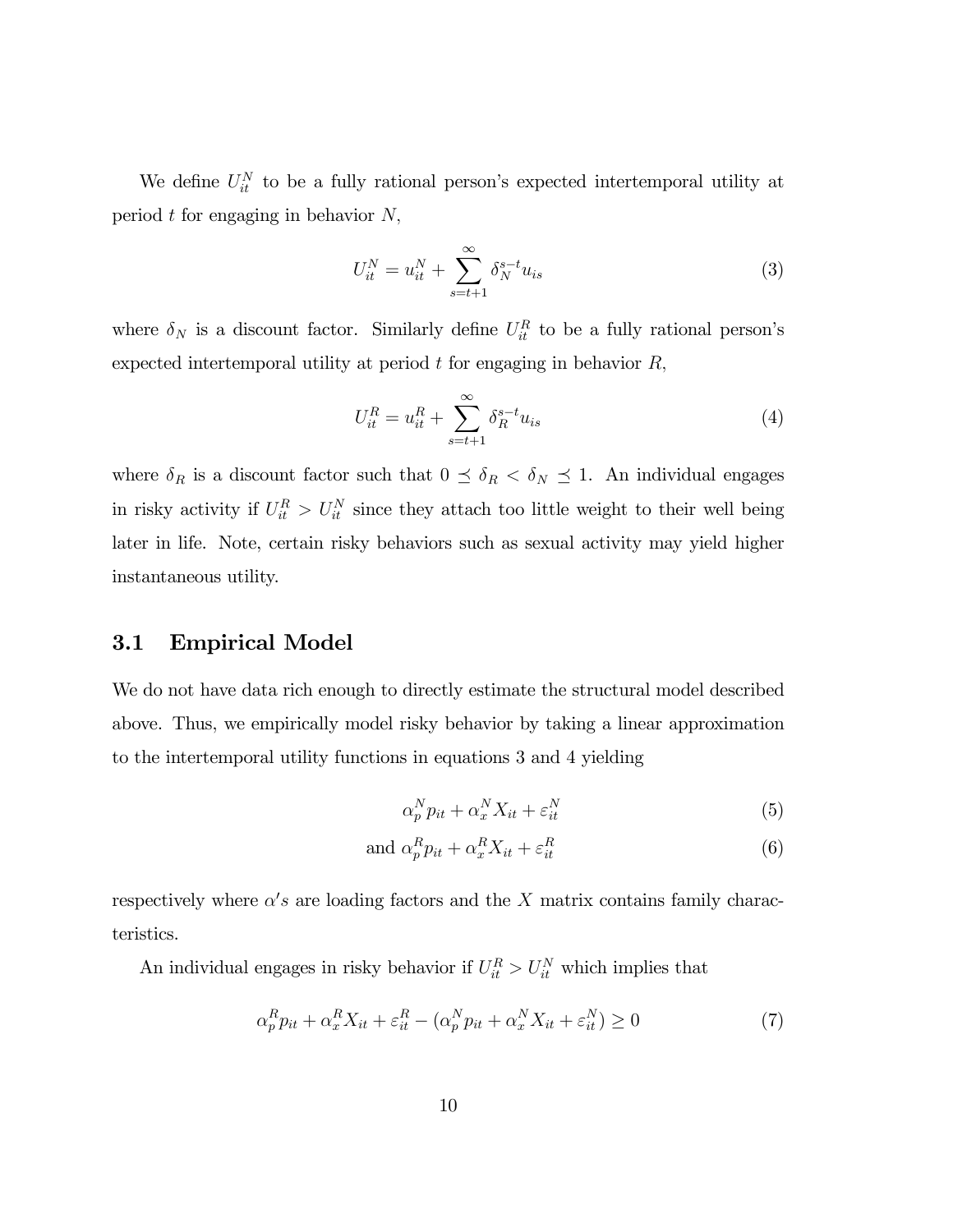We define $U_{it}^N$ to be a fully rational person's expected intertemporal utility at period $t$ for engaging in behavior $N$,

$$U_{it}^N = u_{it}^N + \sum_{s=t+1}^{\infty} \delta_N^{s-t} u_{is} \tag{3}$$

where $\delta_N$ is a discount factor. Similarly define $U_{it}^R$ to be a fully rational person's expected intertemporal utility at period $t$ for engaging in behavior $R$,

$$U_{it}^R = u_{it}^R + \sum_{s=t+1}^{\infty} \delta_R^{s-t} u_{is} \tag{4}$$

where $\delta_R$ is a discount factor such that $0 \preceq \delta_R < \delta_N \preceq 1$. An individual engages in risky activity if $U_{it}^R > U_{it}^N$ since they attach too little weight to their well being later in life. Note, certain risky behaviors such as sexual activity may yield higher instantaneous utility.

### 3.1 Empirical Model

We do not have data rich enough to directly estimate the structural model described above. Thus, we empirically model risky behavior by taking a linear approximation to the intertemporal utility functions in equations 3 and 4 yielding

$$\alpha_p^N p_{it} + \alpha_x^N X_{it} + \varepsilon_{it}^N \tag{5}$$

$$\text{and } \alpha_p^R p_{it} + \alpha_x^R X_{it} + \varepsilon_{it}^R \tag{6}$$

respectively where $\alpha's$ are loading factors and the $X$ matrix contains family characteristics.

An individual engages in risky behavior if $U_{it}^R > U_{it}^N$ which implies that

$$\alpha_p^R p_{it} + \alpha_x^R X_{it} + \varepsilon_{it}^R - (\alpha_p^N p_{it} + \alpha_x^N X_{it} + \varepsilon_{it}^N) \geq 0 \tag{7}$$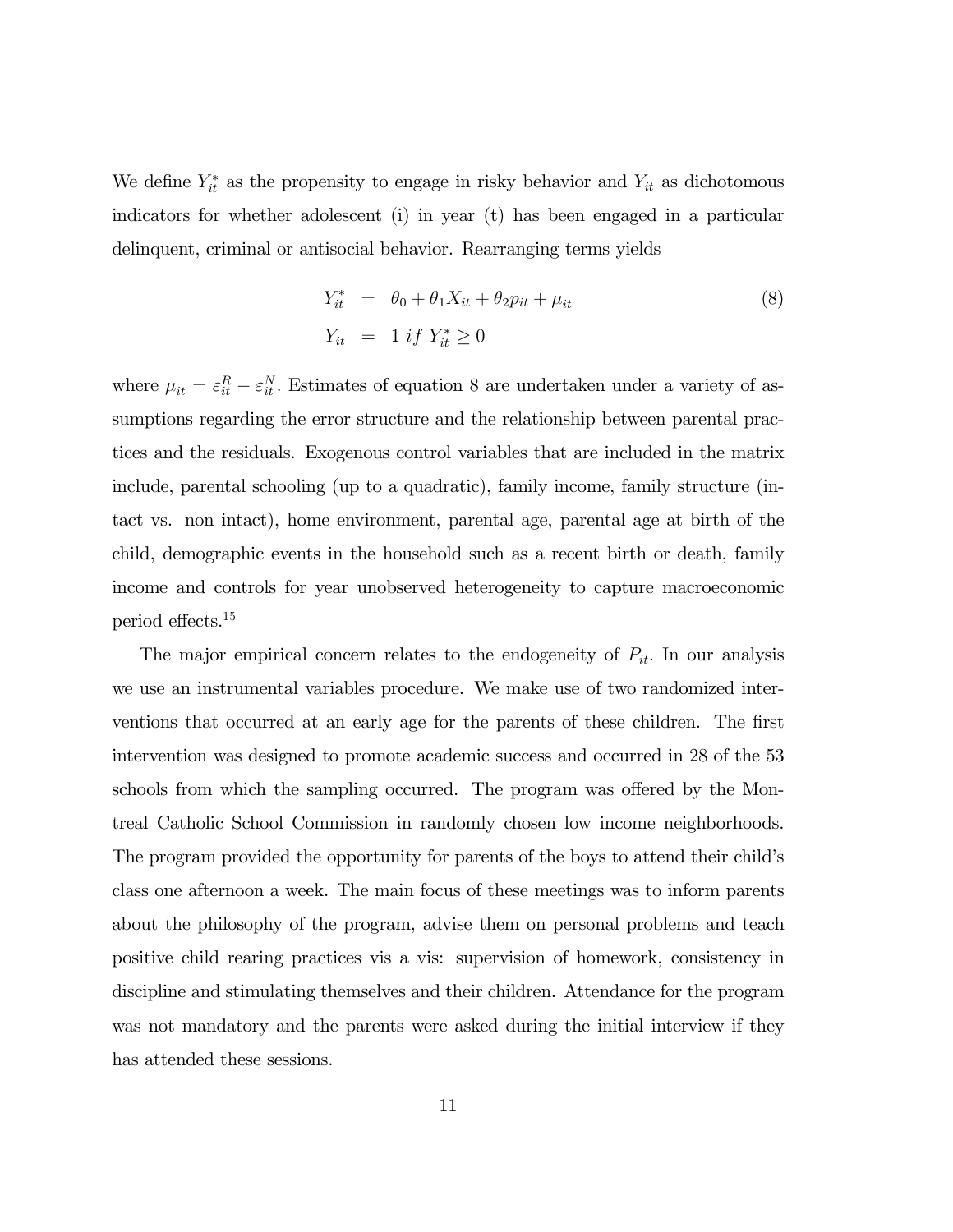We define $Y_{it}^{*}$ as the propensity to engage in risky behavior and $Y_{it}$ as dichotomous indicators for whether adolescent (i) in year (t) has been engaged in a particular delinquent, criminal or antisocial behavior. Rearranging terms yields

$$
\begin{aligned}
Y_{it}^{*} &= \theta_0 + \theta_1 X_{it} + \theta_2 p_{it} + \mu_{it} \\
Y_{it} &= 1 \; if \; Y_{it}^{*} \geq 0
\end{aligned}
\tag{8}
$$

where $\mu_{it} = \varepsilon_{it}^{R} - \varepsilon_{it}^{N}$. Estimates of equation 8 are undertaken under a variety of assumptions regarding the error structure and the relationship between parental practices and the residuals. Exogenous control variables that are included in the matrix include, parental schooling (up to a quadratic), family income, family structure (intact vs. non intact), home environment, parental age, parental age at birth of the child, demographic events in the household such as a recent birth or death, family income and controls for year unobserved heterogeneity to capture macroeconomic period effects.[15]

The major empirical concern relates to the endogeneity of $P_{it}$. In our analysis we use an instrumental variables procedure. We make use of two randomized interventions that occurred at an early age for the parents of these children. The first intervention was designed to promote academic success and occurred in 28 of the 53 schools from which the sampling occurred. The program was offered by the Montreal Catholic School Commission in randomly chosen low income neighborhoods. The program provided the opportunity for parents of the boys to attend their child's class one afternoon a week. The main focus of these meetings was to inform parents about the philosophy of the program, advise them on personal problems and teach positive child rearing practices vis a vis: supervision of homework, consistency in discipline and stimulating themselves and their children. Attendance for the program was not mandatory and the parents were asked during the initial interview if they has attended these sessions.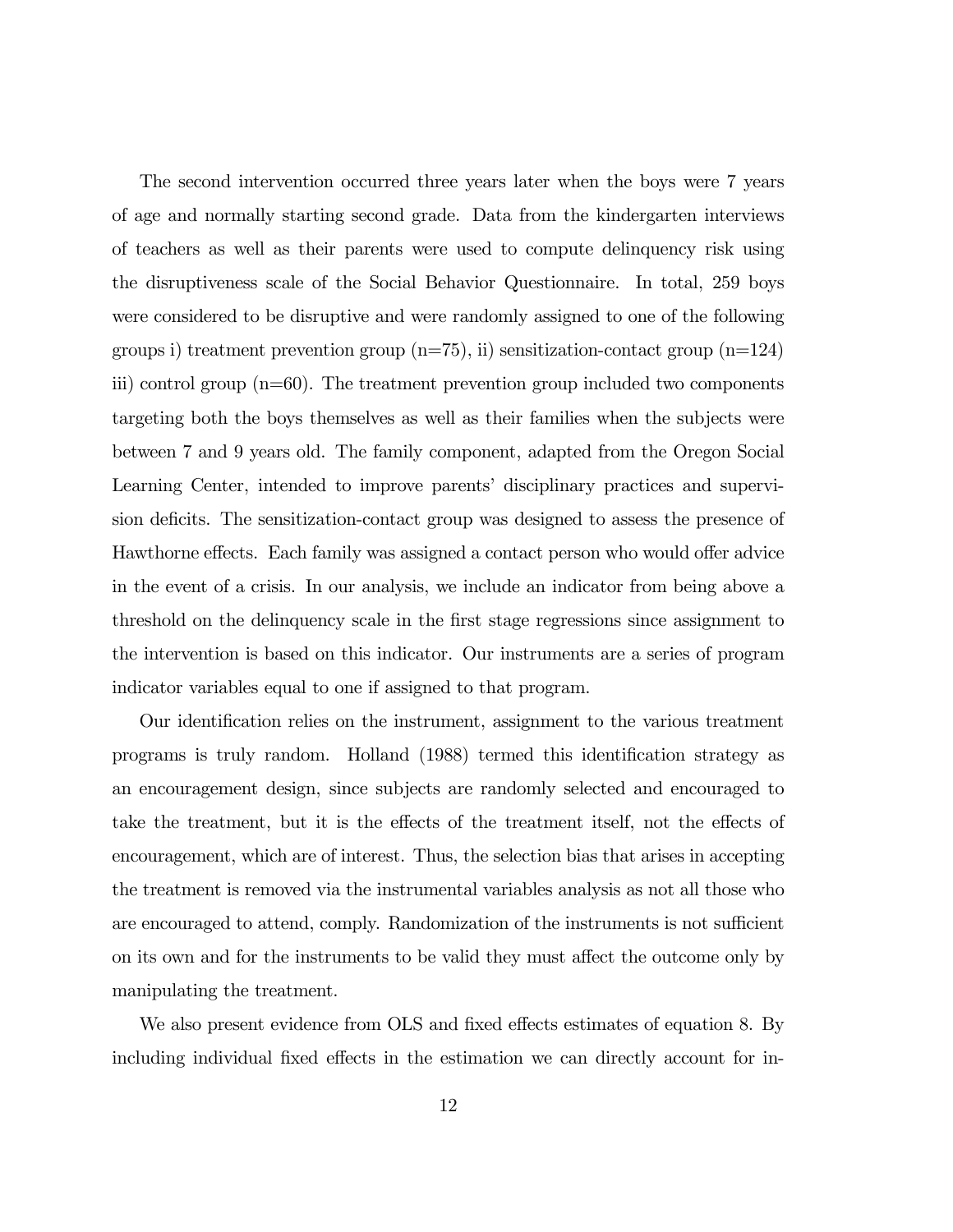The second intervention occurred three years later when the boys were 7 years of age and normally starting second grade. Data from the kindergarten interviews of teachers as well as their parents were used to compute delinquency risk using the disruptiveness scale of the Social Behavior Questionnaire. In total, 259 boys were considered to be disruptive and were randomly assigned to one of the following groups i) treatment prevention group (n=75), ii) sensitization-contact group (n=124) iii) control group (n=60). The treatment prevention group included two components targeting both the boys themselves as well as their families when the subjects were between 7 and 9 years old. The family component, adapted from the Oregon Social Learning Center, intended to improve parents' disciplinary practices and supervision deficits. The sensitization-contact group was designed to assess the presence of Hawthorne effects. Each family was assigned a contact person who would offer advice in the event of a crisis. In our analysis, we include an indicator from being above a threshold on the delinquency scale in the first stage regressions since assignment to the intervention is based on this indicator. Our instruments are a series of program indicator variables equal to one if assigned to that program.

Our identification relies on the instrument, assignment to the various treatment programs is truly random. Holland (1988) termed this identification strategy as an encouragement design, since subjects are randomly selected and encouraged to take the treatment, but it is the effects of the treatment itself, not the effects of encouragement, which are of interest. Thus, the selection bias that arises in accepting the treatment is removed via the instrumental variables analysis as not all those who are encouraged to attend, comply. Randomization of the instruments is not sufficient on its own and for the instruments to be valid they must affect the outcome only by manipulating the treatment.

We also present evidence from OLS and fixed effects estimates of equation 8. By including individual fixed effects in the estimation we can directly account for in-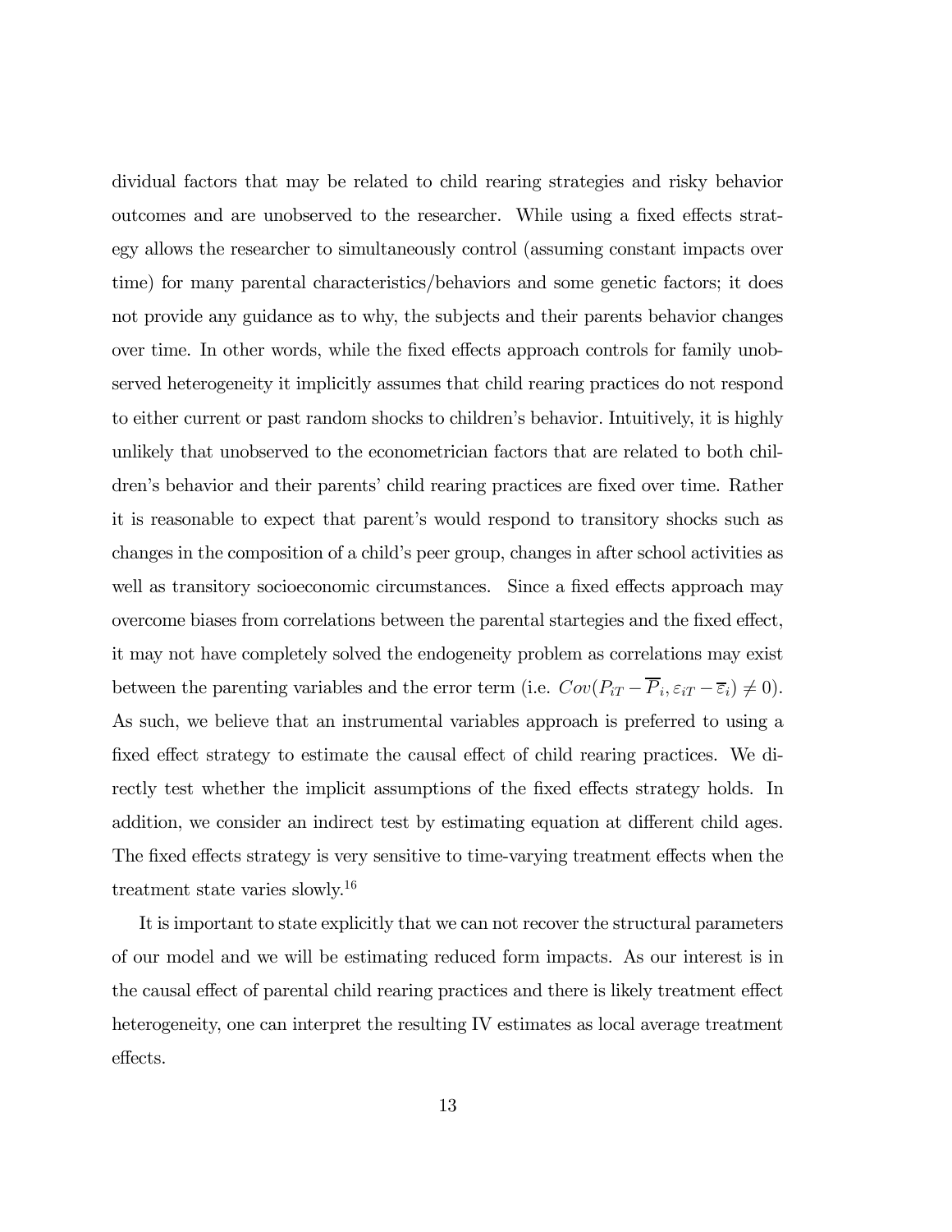dividual factors that may be related to child rearing strategies and risky behavior outcomes and are unobserved to the researcher. While using a fixed effects strategy allows the researcher to simultaneously control (assuming constant impacts over time) for many parental characteristics/behaviors and some genetic factors; it does not provide any guidance as to why, the subjects and their parents behavior changes over time. In other words, while the fixed effects approach controls for family unobserved heterogeneity it implicitly assumes that child rearing practices do not respond to either current or past random shocks to children's behavior. Intuitively, it is highly unlikely that unobserved to the econometrician factors that are related to both children's behavior and their parents' child rearing practices are fixed over time. Rather it is reasonable to expect that parent's would respond to transitory shocks such as changes in the composition of a child's peer group, changes in after school activities as well as transitory socioeconomic circumstances. Since a fixed effects approach may overcome biases from correlations between the parental startegies and the fixed effect, it may not have completely solved the endogeneity problem as correlations may exist between the parenting variables and the error term (i.e. $Cov(P_{iT} - \overline{P}_i, \varepsilon_{iT} - \overline{\varepsilon}_i) \neq 0$). As such, we believe that an instrumental variables approach is preferred to using a fixed effect strategy to estimate the causal effect of child rearing practices. We directly test whether the implicit assumptions of the fixed effects strategy holds. In addition, we consider an indirect test by estimating equation at different child ages. The fixed effects strategy is very sensitive to time-varying treatment effects when the treatment state varies slowly.[16]

It is important to state explicitly that we can not recover the structural parameters of our model and we will be estimating reduced form impacts. As our interest is in the causal effect of parental child rearing practices and there is likely treatment effect heterogeneity, one can interpret the resulting IV estimates as local average treatment effects.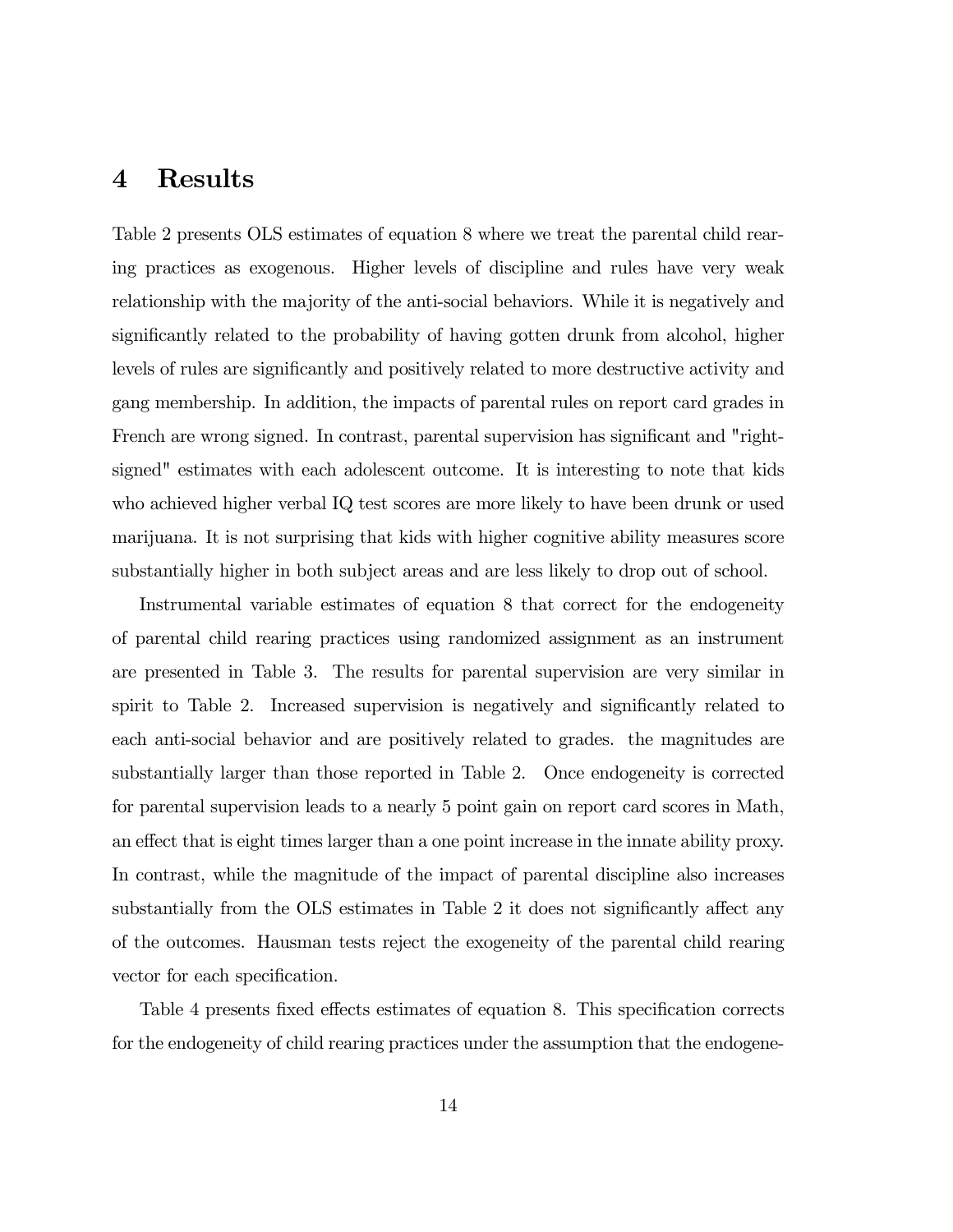# 4 Results

Table 2 presents OLS estimates of equation 8 where we treat the parental child rearing practices as exogenous. Higher levels of discipline and rules have very weak relationship with the majority of the anti-social behaviors. While it is negatively and significantly related to the probability of having gotten drunk from alcohol, higher levels of rules are significantly and positively related to more destructive activity and gang membership. In addition, the impacts of parental rules on report card grades in French are wrong signed. In contrast, parental supervision has significant and "right-signed" estimates with each adolescent outcome. It is interesting to note that kids who achieved higher verbal IQ test scores are more likely to have been drunk or used marijuana. It is not surprising that kids with higher cognitive ability measures score substantially higher in both subject areas and are less likely to drop out of school.

Instrumental variable estimates of equation 8 that correct for the endogeneity of parental child rearing practices using randomized assignment as an instrument are presented in Table 3. The results for parental supervision are very similar in spirit to Table 2. Increased supervision is negatively and significantly related to each anti-social behavior and are positively related to grades. the magnitudes are substantially larger than those reported in Table 2. Once endogeneity is corrected for parental supervision leads to a nearly 5 point gain on report card scores in Math, an effect that is eight times larger than a one point increase in the innate ability proxy. In contrast, while the magnitude of the impact of parental discipline also increases substantially from the OLS estimates in Table 2 it does not significantly affect any of the outcomes. Hausman tests reject the exogeneity of the parental child rearing vector for each specification.

Table 4 presents fixed effects estimates of equation 8. This specification corrects for the endogeneity of child rearing practices under the assumption that the endogene-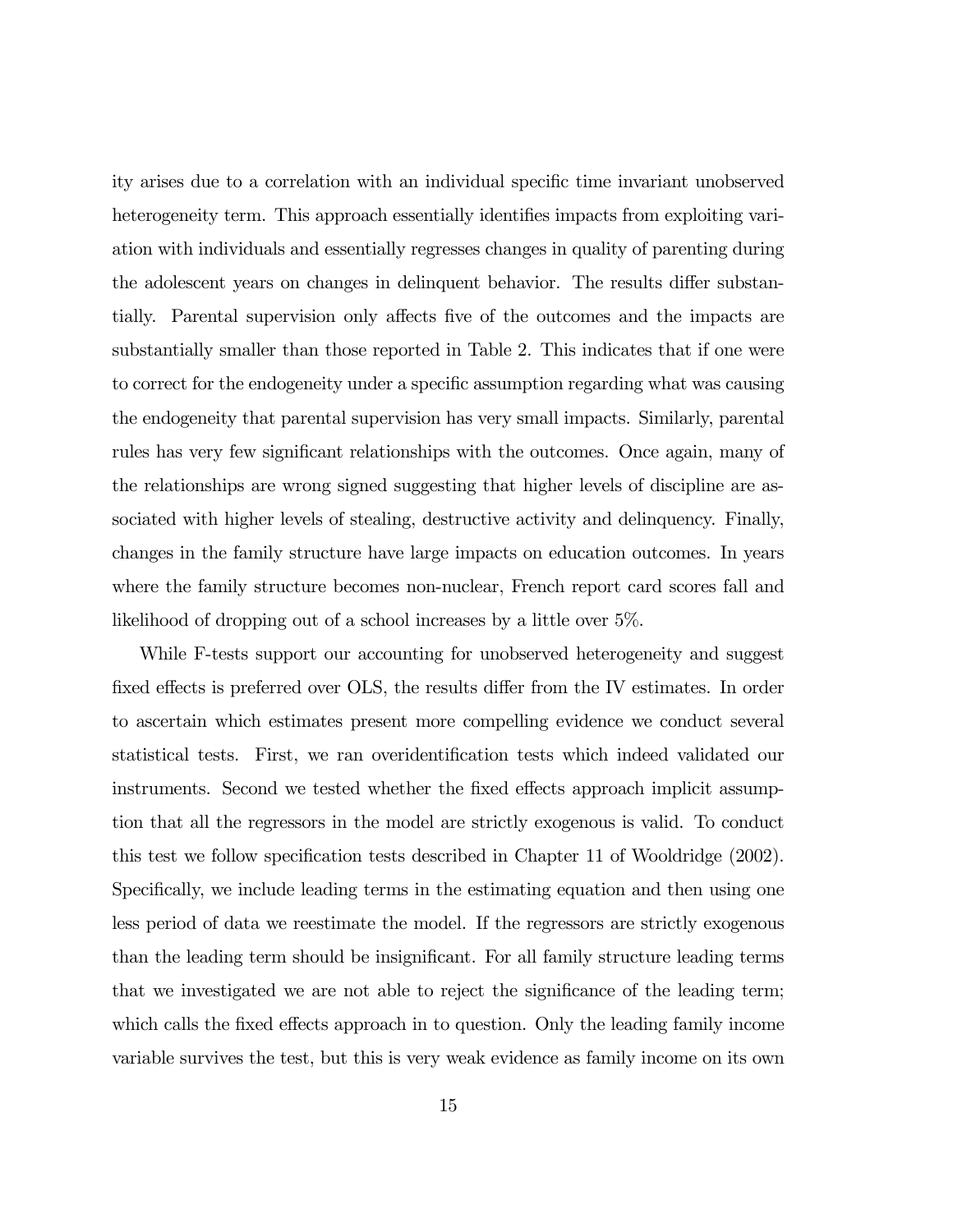ity arises due to a correlation with an individual specific time invariant unobserved heterogeneity term. This approach essentially identifies impacts from exploiting variation with individuals and essentially regresses changes in quality of parenting during the adolescent years on changes in delinquent behavior. The results differ substantially. Parental supervision only affects five of the outcomes and the impacts are substantially smaller than those reported in Table 2. This indicates that if one were to correct for the endogeneity under a specific assumption regarding what was causing the endogeneity that parental supervision has very small impacts. Similarly, parental rules has very few significant relationships with the outcomes. Once again, many of the relationships are wrong signed suggesting that higher levels of discipline are associated with higher levels of stealing, destructive activity and delinquency. Finally, changes in the family structure have large impacts on education outcomes. In years where the family structure becomes non-nuclear, French report card scores fall and likelihood of dropping out of a school increases by a little over 5%.

While F-tests support our accounting for unobserved heterogeneity and suggest fixed effects is preferred over OLS, the results differ from the IV estimates. In order to ascertain which estimates present more compelling evidence we conduct several statistical tests. First, we ran overidentification tests which indeed validated our instruments. Second we tested whether the fixed effects approach implicit assumption that all the regressors in the model are strictly exogenous is valid. To conduct this test we follow specification tests described in Chapter 11 of Wooldridge (2002). Specifically, we include leading terms in the estimating equation and then using one less period of data we reestimate the model. If the regressors are strictly exogenous than the leading term should be insignificant. For all family structure leading terms that we investigated we are not able to reject the significance of the leading term; which calls the fixed effects approach in to question. Only the leading family income variable survives the test, but this is very weak evidence as family income on its own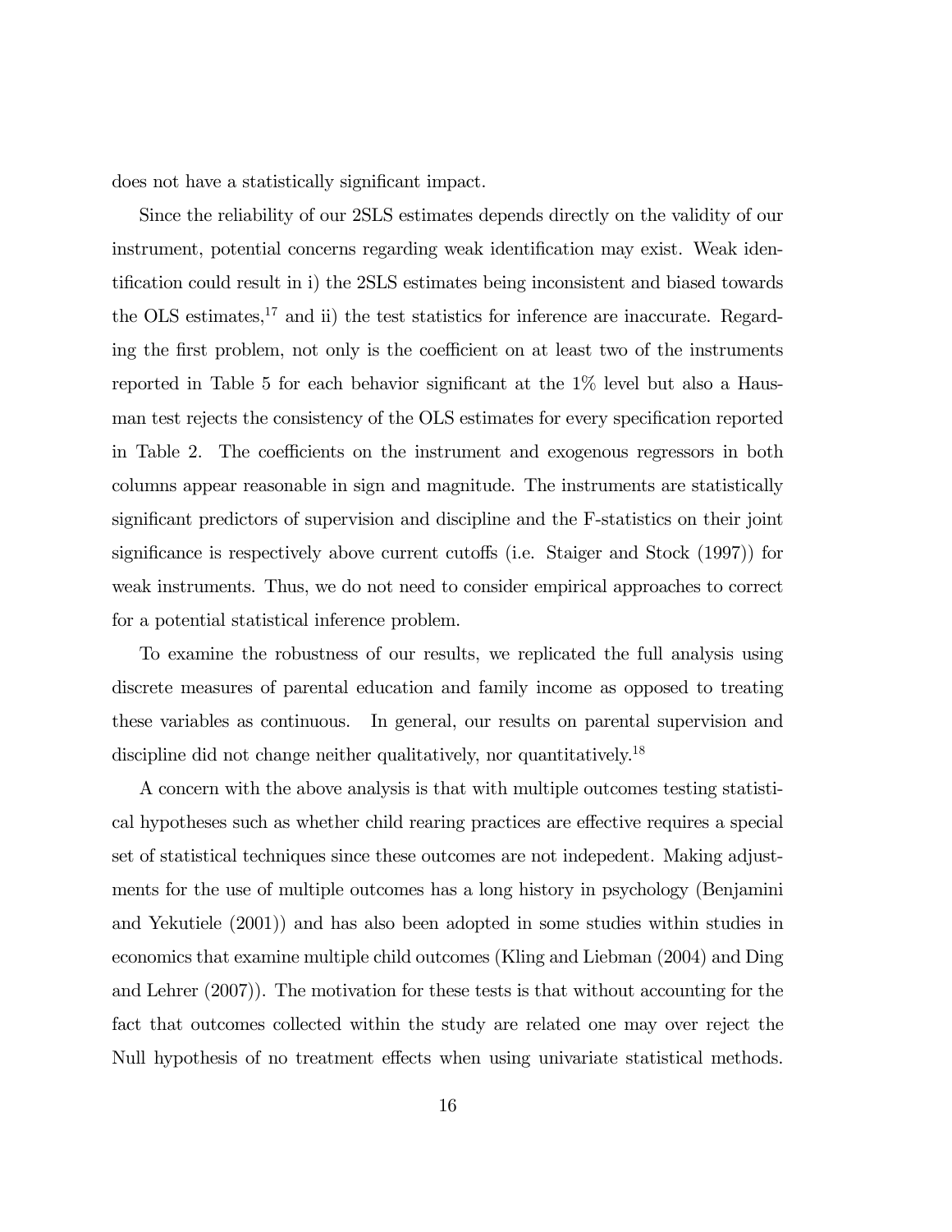does not have a statistically significant impact.

Since the reliability of our 2SLS estimates depends directly on the validity of our instrument, potential concerns regarding weak identification may exist. Weak identification could result in i) the 2SLS estimates being inconsistent and biased towards the OLS estimates,[17] and ii) the test statistics for inference are inaccurate. Regarding the first problem, not only is the coefficient on at least two of the instruments reported in Table 5 for each behavior significant at the 1% level but also a Hausman test rejects the consistency of the OLS estimates for every specification reported in Table 2. The coefficients on the instrument and exogenous regressors in both columns appear reasonable in sign and magnitude. The instruments are statistically significant predictors of supervision and discipline and the F-statistics on their joint significance is respectively above current cutoffs (i.e. Staiger and Stock (1997)) for weak instruments. Thus, we do not need to consider empirical approaches to correct for a potential statistical inference problem.

To examine the robustness of our results, we replicated the full analysis using discrete measures of parental education and family income as opposed to treating these variables as continuous. In general, our results on parental supervision and discipline did not change neither qualitatively, nor quantitatively.[18]

A concern with the above analysis is that with multiple outcomes testing statistical hypotheses such as whether child rearing practices are effective requires a special set of statistical techniques since these outcomes are not indepedent. Making adjustments for the use of multiple outcomes has a long history in psychology (Benjamini and Yekutiele (2001)) and has also been adopted in some studies within studies in economics that examine multiple child outcomes (Kling and Liebman (2004) and Ding and Lehrer (2007)). The motivation for these tests is that without accounting for the fact that outcomes collected within the study are related one may over reject the Null hypothesis of no treatment effects when using univariate statistical methods.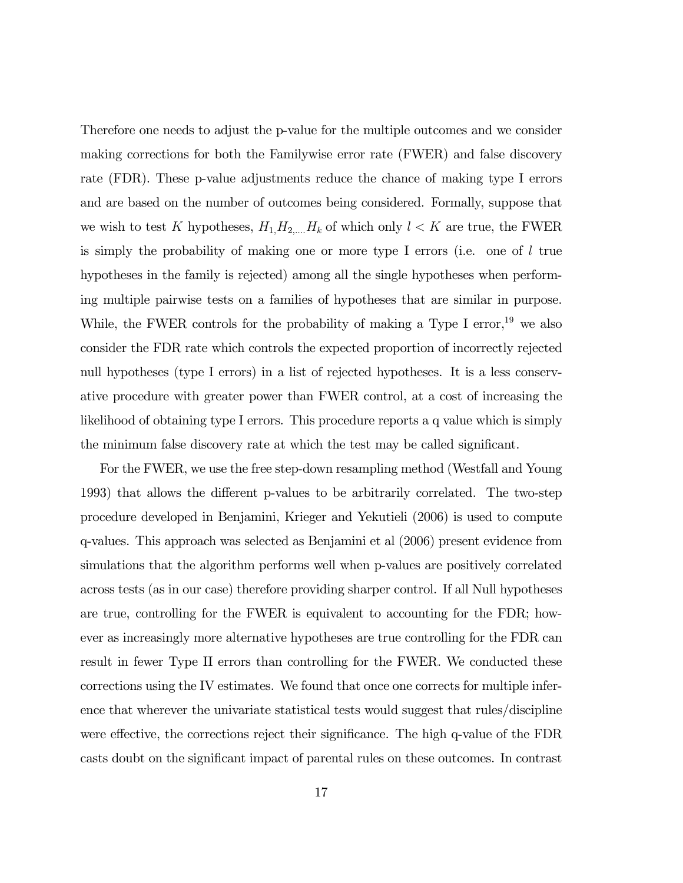Therefore one needs to adjust the p-value for the multiple outcomes and we consider making corrections for both the Familywise error rate (FWER) and false discovery rate (FDR). These p-value adjustments reduce the chance of making type I errors and are based on the number of outcomes being considered. Formally, suppose that we wish to test $K$ hypotheses, $H_{1,} H_{2,...,} H_k$ of which only $l < K$ are true, the FWER is simply the probability of making one or more type I errors (i.e. one of $l$ true hypotheses in the family is rejected) among all the single hypotheses when performing multiple pairwise tests on a families of hypotheses that are similar in purpose. While, the FWER controls for the probability of making a Type I error,[19] we also consider the FDR rate which controls the expected proportion of incorrectly rejected null hypotheses (type I errors) in a list of rejected hypotheses. It is a less conservative procedure with greater power than FWER control, at a cost of increasing the likelihood of obtaining type I errors. This procedure reports a q value which is simply the minimum false discovery rate at which the test may be called significant.

For the FWER, we use the free step-down resampling method (Westfall and Young 1993) that allows the different p-values to be arbitrarily correlated. The two-step procedure developed in Benjamini, Krieger and Yekutieli (2006) is used to compute q-values. This approach was selected as Benjamini et al (2006) present evidence from simulations that the algorithm performs well when p-values are positively correlated across tests (as in our case) therefore providing sharper control. If all Null hypotheses are true, controlling for the FWER is equivalent to accounting for the FDR; however as increasingly more alternative hypotheses are true controlling for the FDR can result in fewer Type II errors than controlling for the FWER. We conducted these corrections using the IV estimates. We found that once one corrects for multiple inference that wherever the univariate statistical tests would suggest that rules/discipline were effective, the corrections reject their significance. The high q-value of the FDR casts doubt on the significant impact of parental rules on these outcomes. In contrast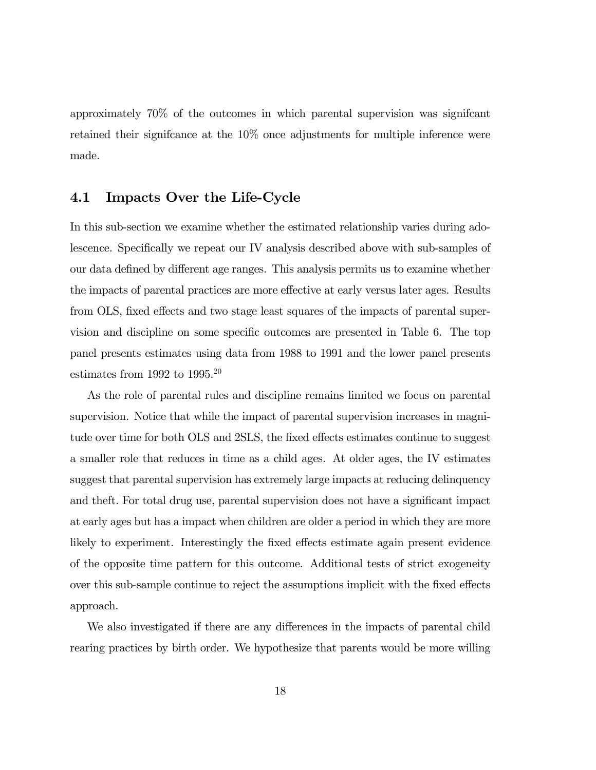approximately 70% of the outcomes in which parental supervision was signifcant retained their signifcance at the 10% once adjustments for multiple inference were made.

## 4.1 Impacts Over the Life-Cycle

In this sub-section we examine whether the estimated relationship varies during adolescence. Specifically we repeat our IV analysis described above with sub-samples of our data defined by different age ranges. This analysis permits us to examine whether the impacts of parental practices are more effective at early versus later ages. Results from OLS, fixed effects and two stage least squares of the impacts of parental supervision and discipline on some specific outcomes are presented in Table 6. The top panel presents estimates using data from 1988 to 1991 and the lower panel presents estimates from 1992 to 1995.[20]

As the role of parental rules and discipline remains limited we focus on parental supervision. Notice that while the impact of parental supervision increases in magnitude over time for both OLS and 2SLS, the fixed effects estimates continue to suggest a smaller role that reduces in time as a child ages. At older ages, the IV estimates suggest that parental supervision has extremely large impacts at reducing delinquency and theft. For total drug use, parental supervision does not have a significant impact at early ages but has a impact when children are older a period in which they are more likely to experiment. Interestingly the fixed effects estimate again present evidence of the opposite time pattern for this outcome. Additional tests of strict exogeneity over this sub-sample continue to reject the assumptions implicit with the fixed effects approach.

We also investigated if there are any differences in the impacts of parental child rearing practices by birth order. We hypothesize that parents would be more willing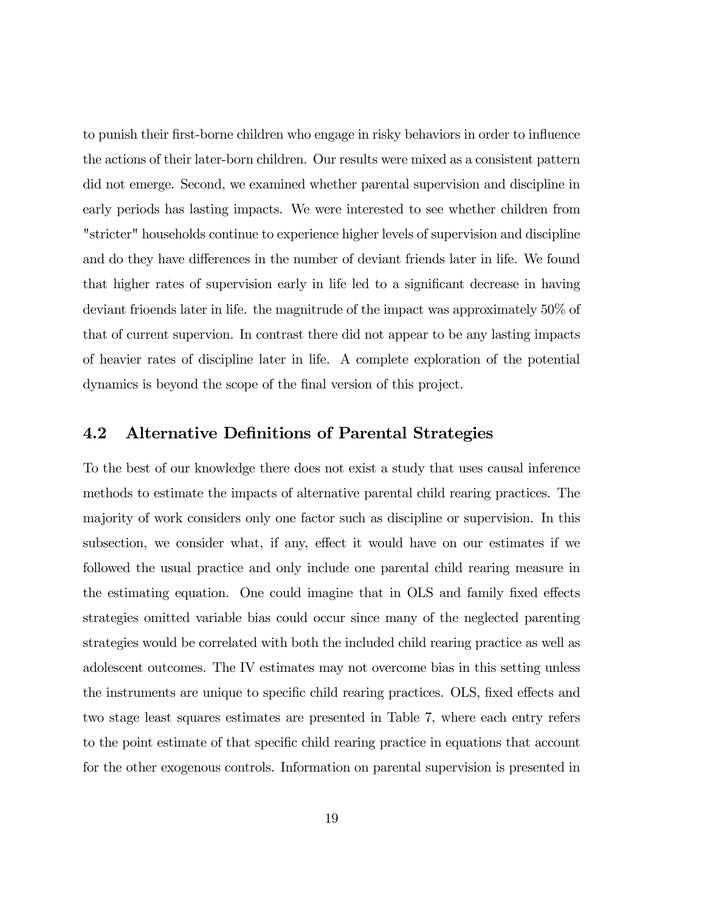to punish their first-borne children who engage in risky behaviors in order to influence the actions of their later-born children. Our results were mixed as a consistent pattern did not emerge. Second, we examined whether parental supervision and discipline in early periods has lasting impacts. We were interested to see whether children from "stricter" households continue to experience higher levels of supervision and discipline and do they have differences in the number of deviant friends later in life. We found that higher rates of supervision early in life led to a significant decrease in having deviant frioends later in life. the magnitrude of the impact was approximately 50% of that of current supervion. In contrast there did not appear to be any lasting impacts of heavier rates of discipline later in life. A complete exploration of the potential dynamics is beyond the scope of the final version of this project.

## 4.2 Alternative Definitions of Parental Strategies

To the best of our knowledge there does not exist a study that uses causal inference methods to estimate the impacts of alternative parental child rearing practices. The majority of work considers only one factor such as discipline or supervision. In this subsection, we consider what, if any, effect it would have on our estimates if we followed the usual practice and only include one parental child rearing measure in the estimating equation. One could imagine that in OLS and family fixed effects strategies omitted variable bias could occur since many of the neglected parenting strategies would be correlated with both the included child rearing practice as well as adolescent outcomes. The IV estimates may not overcome bias in this setting unless the instruments are unique to specific child rearing practices. OLS, fixed effects and two stage least squares estimates are presented in Table 7, where each entry refers to the point estimate of that specific child rearing practice in equations that account for the other exogenous controls. Information on parental supervision is presented in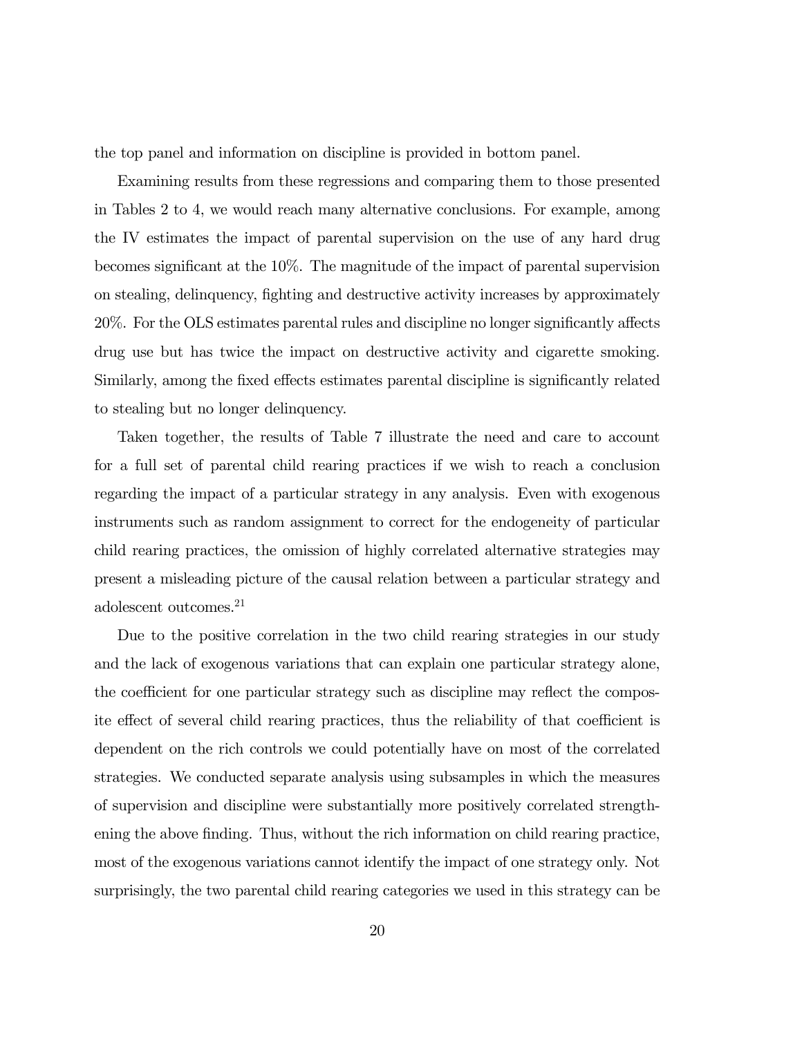the top panel and information on discipline is provided in bottom panel.

Examining results from these regressions and comparing them to those presented in Tables 2 to 4, we would reach many alternative conclusions. For example, among the IV estimates the impact of parental supervision on the use of any hard drug becomes significant at the 10%. The magnitude of the impact of parental supervision on stealing, delinquency, fighting and destructive activity increases by approximately 20%. For the OLS estimates parental rules and discipline no longer significantly affects drug use but has twice the impact on destructive activity and cigarette smoking. Similarly, among the fixed effects estimates parental discipline is significantly related to stealing but no longer delinquency.

Taken together, the results of Table 7 illustrate the need and care to account for a full set of parental child rearing practices if we wish to reach a conclusion regarding the impact of a particular strategy in any analysis. Even with exogenous instruments such as random assignment to correct for the endogeneity of particular child rearing practices, the omission of highly correlated alternative strategies may present a misleading picture of the causal relation between a particular strategy and adolescent outcomes.[21]

Due to the positive correlation in the two child rearing strategies in our study and the lack of exogenous variations that can explain one particular strategy alone, the coefficient for one particular strategy such as discipline may reflect the composite effect of several child rearing practices, thus the reliability of that coefficient is dependent on the rich controls we could potentially have on most of the correlated strategies. We conducted separate analysis using subsamples in which the measures of supervision and discipline were substantially more positively correlated strengthening the above finding. Thus, without the rich information on child rearing practice, most of the exogenous variations cannot identify the impact of one strategy only. Not surprisingly, the two parental child rearing categories we used in this strategy can be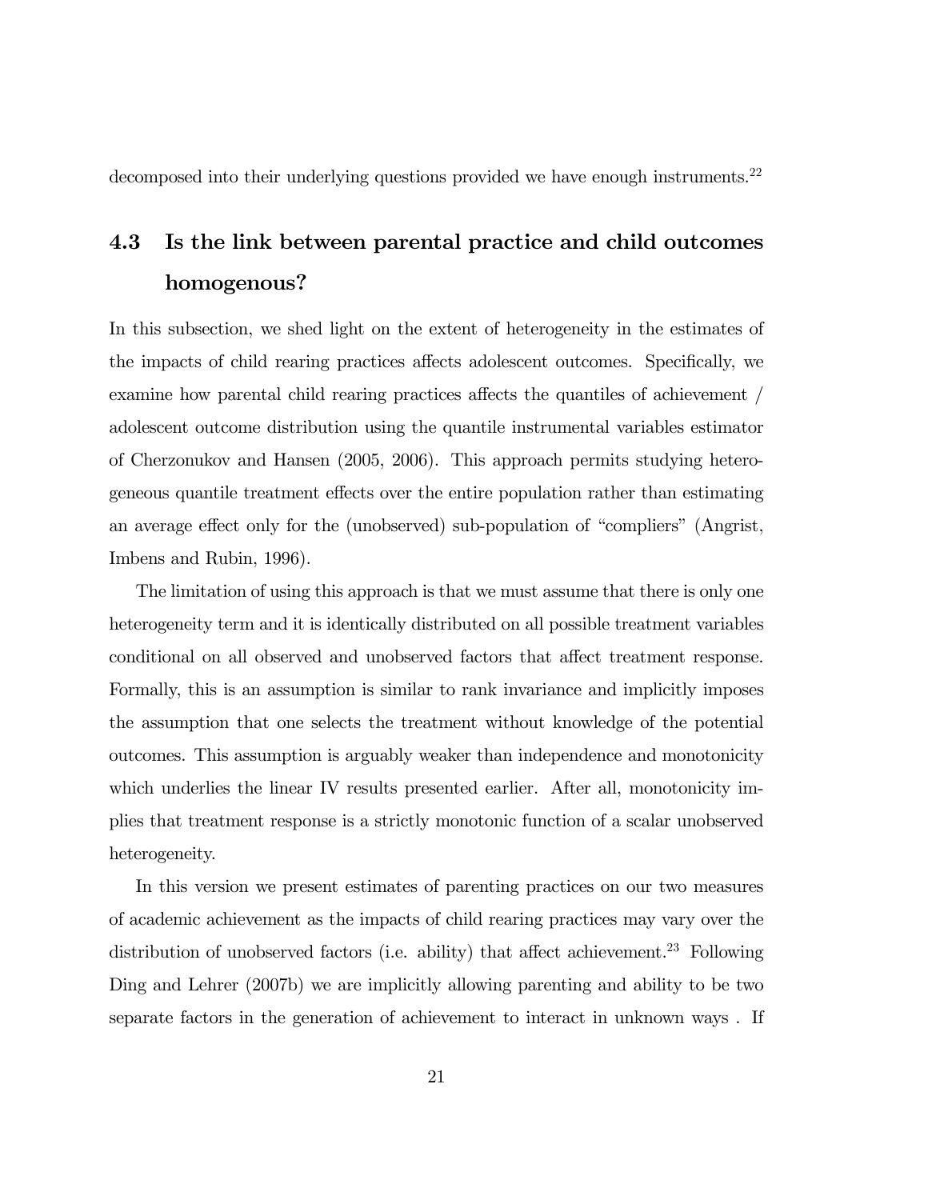decomposed into their underlying questions provided we have enough instruments.[22]

## 4.3 Is the link between parental practice and child outcomes homogenous?

In this subsection, we shed light on the extent of heterogeneity in the estimates of the impacts of child rearing practices affects adolescent outcomes. Specifically, we examine how parental child rearing practices affects the quantiles of achievement / adolescent outcome distribution using the quantile instrumental variables estimator of Cherzonukov and Hansen (2005, 2006). This approach permits studying heterogeneous quantile treatment effects over the entire population rather than estimating an average effect only for the (unobserved) sub-population of "compliers" (Angrist, Imbens and Rubin, 1996).

The limitation of using this approach is that we must assume that there is only one heterogeneity term and it is identically distributed on all possible treatment variables conditional on all observed and unobserved factors that affect treatment response. Formally, this is an assumption is similar to rank invariance and implicitly imposes the assumption that one selects the treatment without knowledge of the potential outcomes. This assumption is arguably weaker than independence and monotonicity which underlies the linear IV results presented earlier. After all, monotonicity implies that treatment response is a strictly monotonic function of a scalar unobserved heterogeneity.

In this version we present estimates of parenting practices on our two measures of academic achievement as the impacts of child rearing practices may vary over the distribution of unobserved factors (i.e. ability) that affect achievement.[23] Following Ding and Lehrer (2007b) we are implicitly allowing parenting and ability to be two separate factors in the generation of achievement to interact in unknown ways . If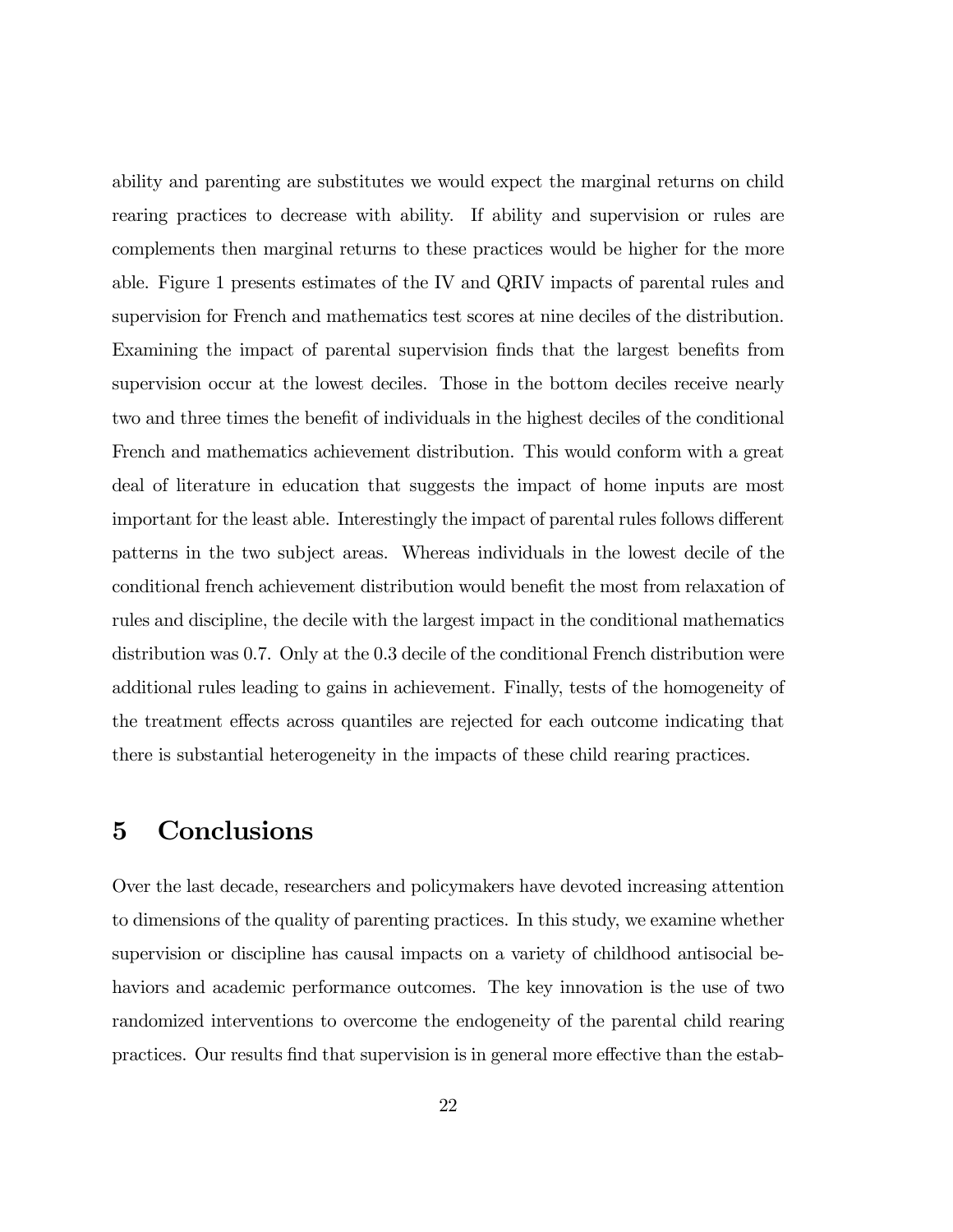ability and parenting are substitutes we would expect the marginal returns on child rearing practices to decrease with ability. If ability and supervision or rules are complements then marginal returns to these practices would be higher for the more able. Figure 1 presents estimates of the IV and QRIV impacts of parental rules and supervision for French and mathematics test scores at nine deciles of the distribution. Examining the impact of parental supervision finds that the largest benefits from supervision occur at the lowest deciles. Those in the bottom deciles receive nearly two and three times the benefit of individuals in the highest deciles of the conditional French and mathematics achievement distribution. This would conform with a great deal of literature in education that suggests the impact of home inputs are most important for the least able. Interestingly the impact of parental rules follows different patterns in the two subject areas. Whereas individuals in the lowest decile of the conditional french achievement distribution would benefit the most from relaxation of rules and discipline, the decile with the largest impact in the conditional mathematics distribution was 0.7. Only at the 0.3 decile of the conditional French distribution were additional rules leading to gains in achievement. Finally, tests of the homogeneity of the treatment effects across quantiles are rejected for each outcome indicating that there is substantial heterogeneity in the impacts of these child rearing practices.

# 5 Conclusions

Over the last decade, researchers and policymakers have devoted increasing attention to dimensions of the quality of parenting practices. In this study, we examine whether supervision or discipline has causal impacts on a variety of childhood antisocial behaviors and academic performance outcomes. The key innovation is the use of two randomized interventions to overcome the endogeneity of the parental child rearing practices. Our results find that supervision is in general more effective than the estab-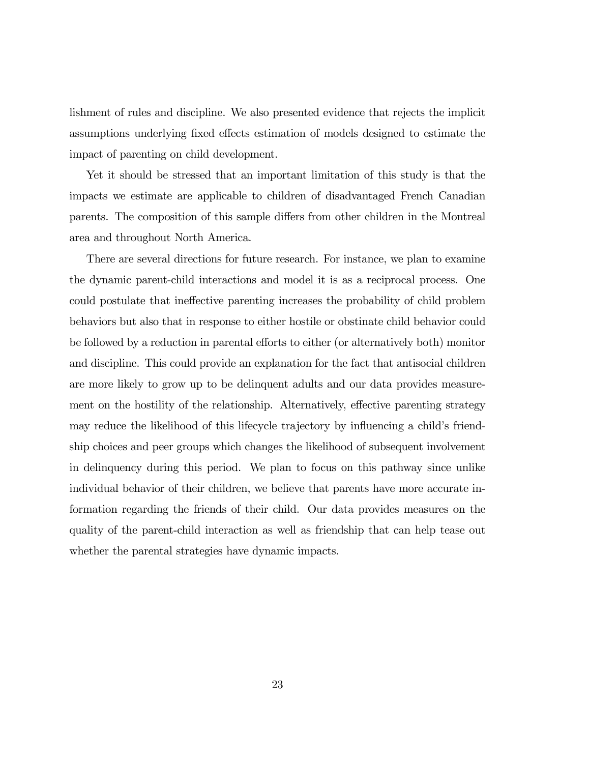lishment of rules and discipline. We also presented evidence that rejects the implicit assumptions underlying fixed effects estimation of models designed to estimate the impact of parenting on child development.

Yet it should be stressed that an important limitation of this study is that the impacts we estimate are applicable to children of disadvantaged French Canadian parents. The composition of this sample differs from other children in the Montreal area and throughout North America.

There are several directions for future research. For instance, we plan to examine the dynamic parent-child interactions and model it is as a reciprocal process. One could postulate that ineffective parenting increases the probability of child problem behaviors but also that in response to either hostile or obstinate child behavior could be followed by a reduction in parental efforts to either (or alternatively both) monitor and discipline. This could provide an explanation for the fact that antisocial children are more likely to grow up to be delinquent adults and our data provides measurement on the hostility of the relationship. Alternatively, effective parenting strategy may reduce the likelihood of this lifecycle trajectory by influencing a child's friendship choices and peer groups which changes the likelihood of subsequent involvement in delinquency during this period. We plan to focus on this pathway since unlike individual behavior of their children, we believe that parents have more accurate information regarding the friends of their child. Our data provides measures on the quality of the parent-child interaction as well as friendship that can help tease out whether the parental strategies have dynamic impacts.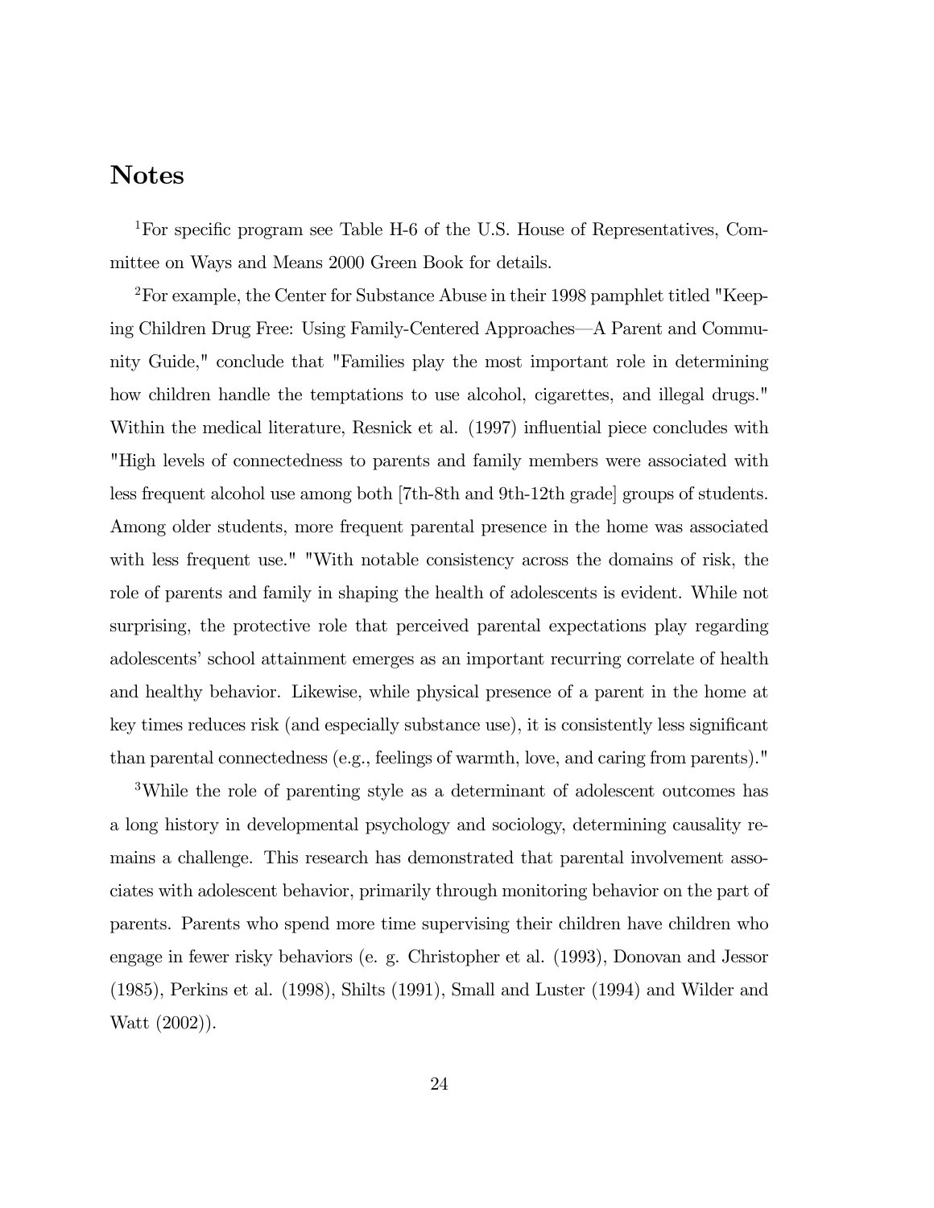# Notes

[1]For specific program see Table H-6 of the U.S. House of Representatives, Committee on Ways and Means 2000 Green Book for details.

[2]For example, the Center for Substance Abuse in their 1998 pamphlet titled "Keeping Children Drug Free: Using Family-Centered Approaches—A Parent and Community Guide," conclude that "Families play the most important role in determining how children handle the temptations to use alcohol, cigarettes, and illegal drugs." Within the medical literature, Resnick et al. (1997) influential piece concludes with "High levels of connectedness to parents and family members were associated with less frequent alcohol use among both [7th-8th and 9th-12th grade] groups of students. Among older students, more frequent parental presence in the home was associated with less frequent use." "With notable consistency across the domains of risk, the role of parents and family in shaping the health of adolescents is evident. While not surprising, the protective role that perceived parental expectations play regarding adolescents' school attainment emerges as an important recurring correlate of health and healthy behavior. Likewise, while physical presence of a parent in the home at key times reduces risk (and especially substance use), it is consistently less significant than parental connectedness (e.g., feelings of warmth, love, and caring from parents)."

[3]While the role of parenting style as a determinant of adolescent outcomes has a long history in developmental psychology and sociology, determining causality remains a challenge. This research has demonstrated that parental involvement associates with adolescent behavior, primarily through monitoring behavior on the part of parents. Parents who spend more time supervising their children have children who engage in fewer risky behaviors (e. g. Christopher et al. (1993), Donovan and Jessor (1985), Perkins et al. (1998), Shilts (1991), Small and Luster (1994) and Wilder and Watt (2002)).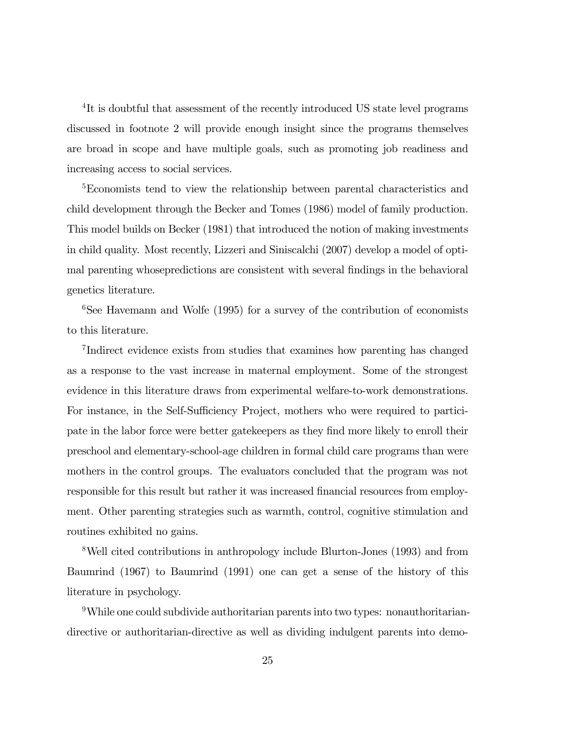[4]It is doubtful that assessment of the recently introduced US state level programs discussed in footnote 2 will provide enough insight since the programs themselves are broad in scope and have multiple goals, such as promoting job readiness and increasing access to social services.

[5]Economists tend to view the relationship between parental characteristics and child development through the Becker and Tomes (1986) model of family production. This model builds on Becker (1981) that introduced the notion of making investments in child quality. Most recently, Lizzeri and Siniscalchi (2007) develop a model of optimal parenting whosepredictions are consistent with several findings in the behavioral genetics literature.

[6]See Havemann and Wolfe (1995) for a survey of the contribution of economists to this literature.

[7]Indirect evidence exists from studies that examines how parenting has changed as a response to the vast increase in maternal employment. Some of the strongest evidence in this literature draws from experimental welfare-to-work demonstrations. For instance, in the Self-Sufficiency Project, mothers who were required to participate in the labor force were better gatekeepers as they find more likely to enroll their preschool and elementary-school-age children in formal child care programs than were mothers in the control groups. The evaluators concluded that the program was not responsible for this result but rather it was increased financial resources from employment. Other parenting strategies such as warmth, control, cognitive stimulation and routines exhibited no gains.

[8]Well cited contributions in anthropology include Blurton-Jones (1993) and from Baumrind (1967) to Baumrind (1991) one can get a sense of the history of this literature in psychology.

[9]While one could subdivide authoritarian parents into two types: nonauthoritarian-directive or authoritarian-directive as well as dividing indulgent parents into demo-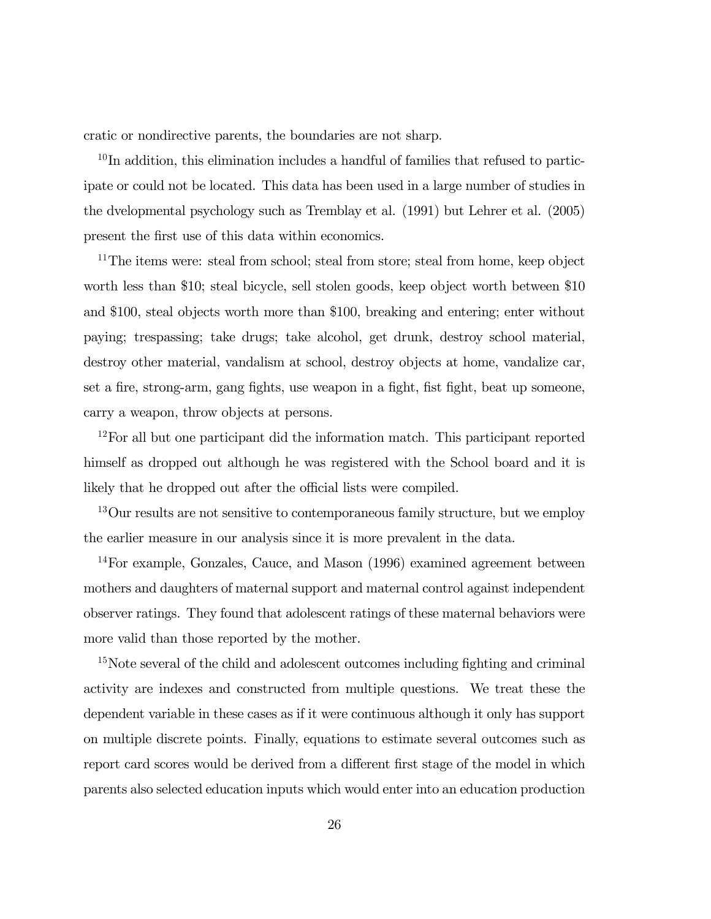cratic or nondirective parents, the boundaries are not sharp.

[10] In addition, this elimination includes a handful of families that refused to participate or could not be located. This data has been used in a large number of studies in the dvelopmental psychology such as Tremblay et al. (1991) but Lehrer et al. (2005) present the first use of this data within economics.

[11] The items were: steal from school; steal from store; steal from home, keep object worth less than $10; steal bicycle, sell stolen goods, keep object worth between $10 and $100, steal objects worth more than $100, breaking and entering; enter without paying; trespassing; take drugs; take alcohol, get drunk, destroy school material, destroy other material, vandalism at school, destroy objects at home, vandalize car, set a fire, strong-arm, gang fights, use weapon in a fight, fist fight, beat up someone, carry a weapon, throw objects at persons.

[12] For all but one participant did the information match. This participant reported himself as dropped out although he was registered with the School board and it is likely that he dropped out after the official lists were compiled.

[13] Our results are not sensitive to contemporaneous family structure, but we employ the earlier measure in our analysis since it is more prevalent in the data.

[14] For example, Gonzales, Cauce, and Mason (1996) examined agreement between mothers and daughters of maternal support and maternal control against independent observer ratings. They found that adolescent ratings of these maternal behaviors were more valid than those reported by the mother.

[15] Note several of the child and adolescent outcomes including fighting and criminal activity are indexes and constructed from multiple questions. We treat these the dependent variable in these cases as if it were continuous although it only has support on multiple discrete points. Finally, equations to estimate several outcomes such as report card scores would be derived from a different first stage of the model in which parents also selected education inputs which would enter into an education production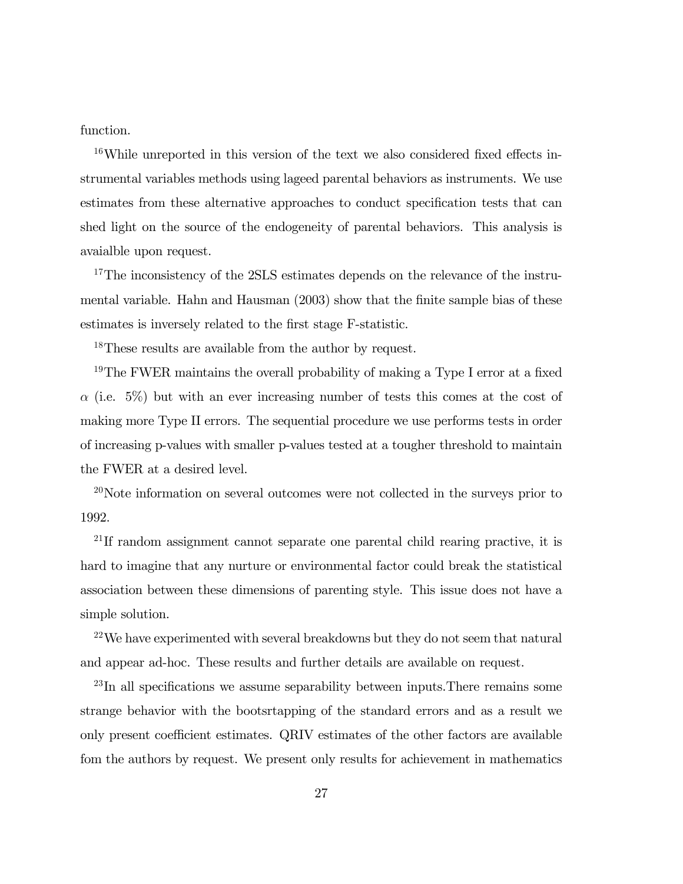function.

[16]While unreported in this version of the text we also considered fixed effects instrumental variables methods using lageed parental behaviors as instruments. We use estimates from these alternative approaches to conduct specification tests that can shed light on the source of the endogeneity of parental behaviors. This analysis is avaialble upon request.

[17]The inconsistency of the 2SLS estimates depends on the relevance of the instrumental variable. Hahn and Hausman (2003) show that the finite sample bias of these estimates is inversely related to the first stage F-statistic.

[18]These results are available from the author by request.

[19]The FWER maintains the overall probability of making a Type I error at a fixed $\alpha$ (i.e. 5%) but with an ever increasing number of tests this comes at the cost of making more Type II errors. The sequential procedure we use performs tests in order of increasing p-values with smaller p-values tested at a tougher threshold to maintain the FWER at a desired level.

[20]Note information on several outcomes were not collected in the surveys prior to 1992.

[21]If random assignment cannot separate one parental child rearing practive, it is hard to imagine that any nurture or environmental factor could break the statistical association between these dimensions of parenting style. This issue does not have a simple solution.

[22]We have experimented with several breakdowns but they do not seem that natural and appear ad-hoc. These results and further details are available on request.

[23]In all specifications we assume separability between inputs.There remains some strange behavior with the bootsrtapping of the standard errors and as a result we only present coefficient estimates. QRIV estimates of the other factors are available fom the authors by request. We present only results for achievement in mathematics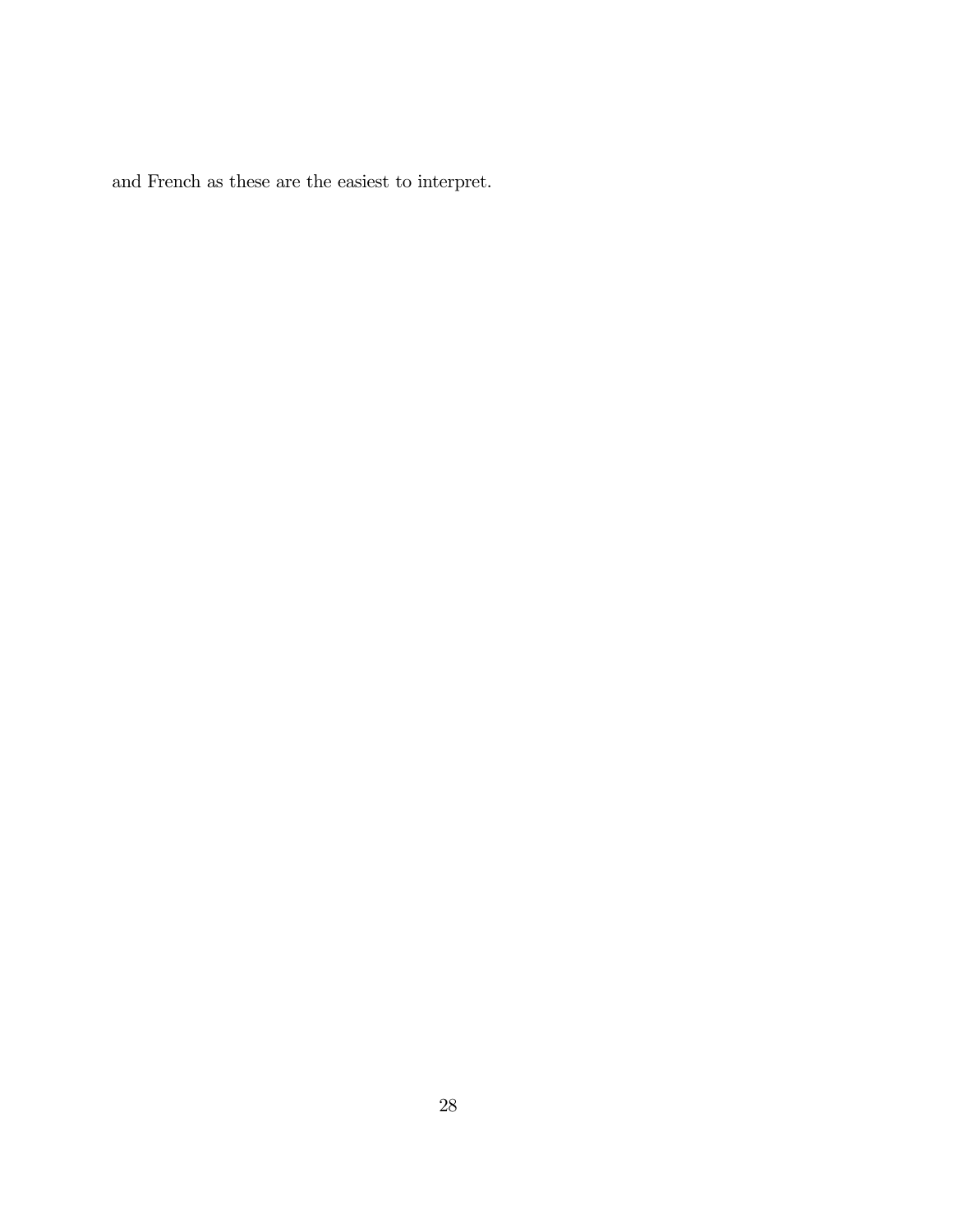and French as these are the easiest to interpret.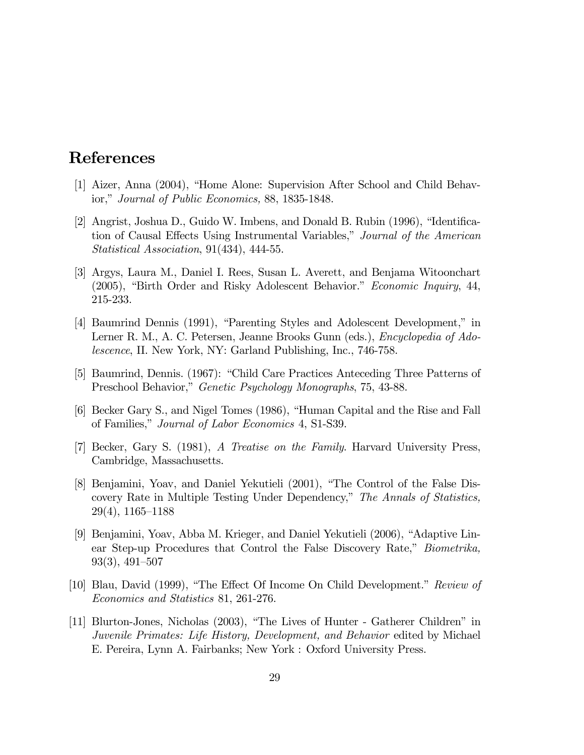# References

[1] Aizer, Anna (2004), "Home Alone: Supervision After School and Child Behavior," *Journal of Public Economics,* 88, 1835-1848.

[2] Angrist, Joshua D., Guido W. Imbens, and Donald B. Rubin (1996), "Identification of Causal Effects Using Instrumental Variables," *Journal of the American Statistical Association*, 91(434), 444-55.

[3] Argys, Laura M., Daniel I. Rees, Susan L. Averett, and Benjama Witoonchart (2005), "Birth Order and Risky Adolescent Behavior." *Economic Inquiry*, 44, 215-233.

[4] Baumrind Dennis (1991), "Parenting Styles and Adolescent Development," in Lerner R. M., A. C. Petersen, Jeanne Brooks Gunn (eds.), *Encyclopedia of Adolescence*, II. New York, NY: Garland Publishing, Inc., 746-758.

[5] Baumrind, Dennis. (1967): "Child Care Practices Anteceding Three Patterns of Preschool Behavior," *Genetic Psychology Monographs*, 75, 43-88.

[6] Becker Gary S., and Nigel Tomes (1986), "Human Capital and the Rise and Fall of Families," *Journal of Labor Economics* 4, S1-S39.

[7] Becker, Gary S. (1981), *A Treatise on the Family.* Harvard University Press, Cambridge, Massachusetts.

[8] Benjamini, Yoav, and Daniel Yekutieli (2001), "The Control of the False Discovery Rate in Multiple Testing Under Dependency," *The Annals of Statistics,* 29(4), 1165–1188

[9] Benjamini, Yoav, Abba M. Krieger, and Daniel Yekutieli (2006), "Adaptive Linear Step-up Procedures that Control the False Discovery Rate," *Biometrika,* 93(3), 491–507

[10] Blau, David (1999), "The Effect Of Income On Child Development." *Review of Economics and Statistics* 81, 261-276.

[11] Blurton-Jones, Nicholas (2003), "The Lives of Hunter - Gatherer Children" in *Juvenile Primates: Life History, Development, and Behavior* edited by Michael E. Pereira, Lynn A. Fairbanks; New York : Oxford University Press.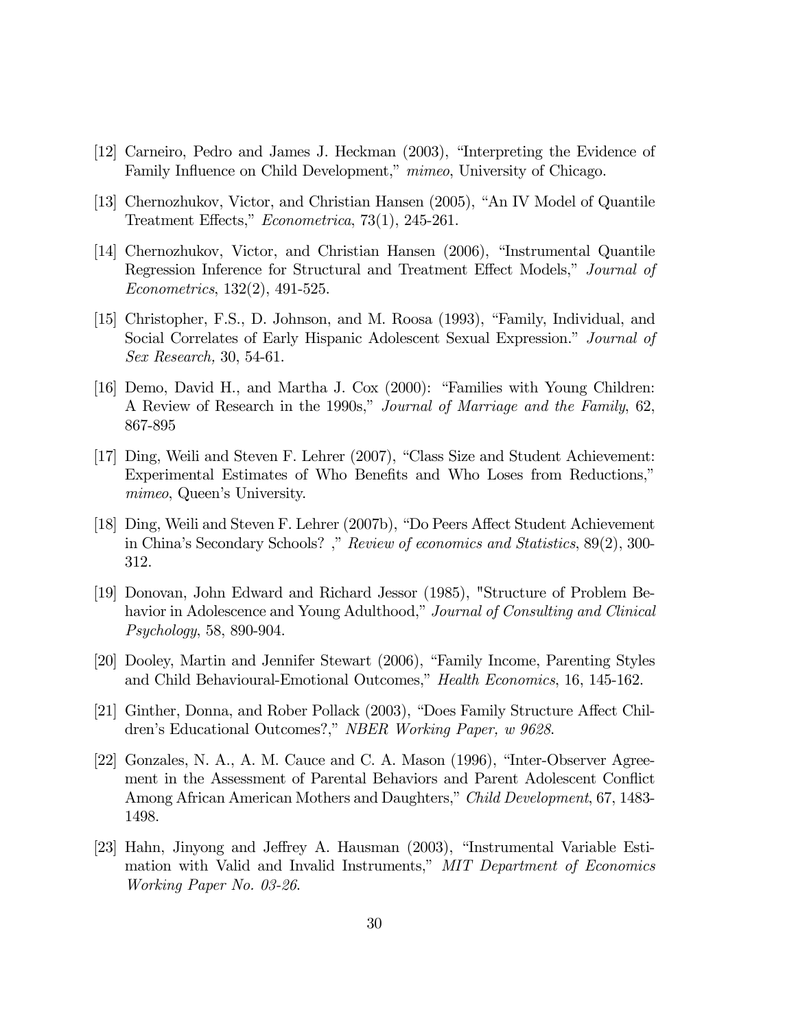[12] Carneiro, Pedro and James J. Heckman (2003), "Interpreting the Evidence of Family Influence on Child Development," *mimeo*, University of Chicago.

[13] Chernozhukov, Victor, and Christian Hansen (2005), "An IV Model of Quantile Treatment Effects," *Econometrica*, 73(1), 245-261.

[14] Chernozhukov, Victor, and Christian Hansen (2006), "Instrumental Quantile Regression Inference for Structural and Treatment Effect Models," *Journal of Econometrics*, 132(2), 491-525.

[15] Christopher, F.S., D. Johnson, and M. Roosa (1993), "Family, Individual, and Social Correlates of Early Hispanic Adolescent Sexual Expression." *Journal of Sex Research,* 30, 54-61.

[16] Demo, David H., and Martha J. Cox (2000): "Families with Young Children: A Review of Research in the 1990s," *Journal of Marriage and the Family*, 62, 867-895

[17] Ding, Weili and Steven F. Lehrer (2007), "Class Size and Student Achievement: Experimental Estimates of Who Benefits and Who Loses from Reductions," *mimeo*, Queen's University.

[18] Ding, Weili and Steven F. Lehrer (2007b), "Do Peers Affect Student Achievement in China's Secondary Schools? ," *Review of economics and Statistics*, 89(2), 300-312.

[19] Donovan, John Edward and Richard Jessor (1985), "Structure of Problem Behavior in Adolescence and Young Adulthood," *Journal of Consulting and Clinical Psychology*, 58, 890-904.

[20] Dooley, Martin and Jennifer Stewart (2006), "Family Income, Parenting Styles and Child Behavioural-Emotional Outcomes," *Health Economics*, 16, 145-162.

[21] Ginther, Donna, and Rober Pollack (2003), "Does Family Structure Affect Children's Educational Outcomes?," *NBER Working Paper, w 9628*.

[22] Gonzales, N. A., A. M. Cauce and C. A. Mason (1996), "Inter-Observer Agreement in the Assessment of Parental Behaviors and Parent Adolescent Conflict Among African American Mothers and Daughters," *Child Development*, 67, 1483-1498.

[23] Hahn, Jinyong and Jeffrey A. Hausman (2003), "Instrumental Variable Estimation with Valid and Invalid Instruments," *MIT Department of Economics Working Paper No. 03-26*.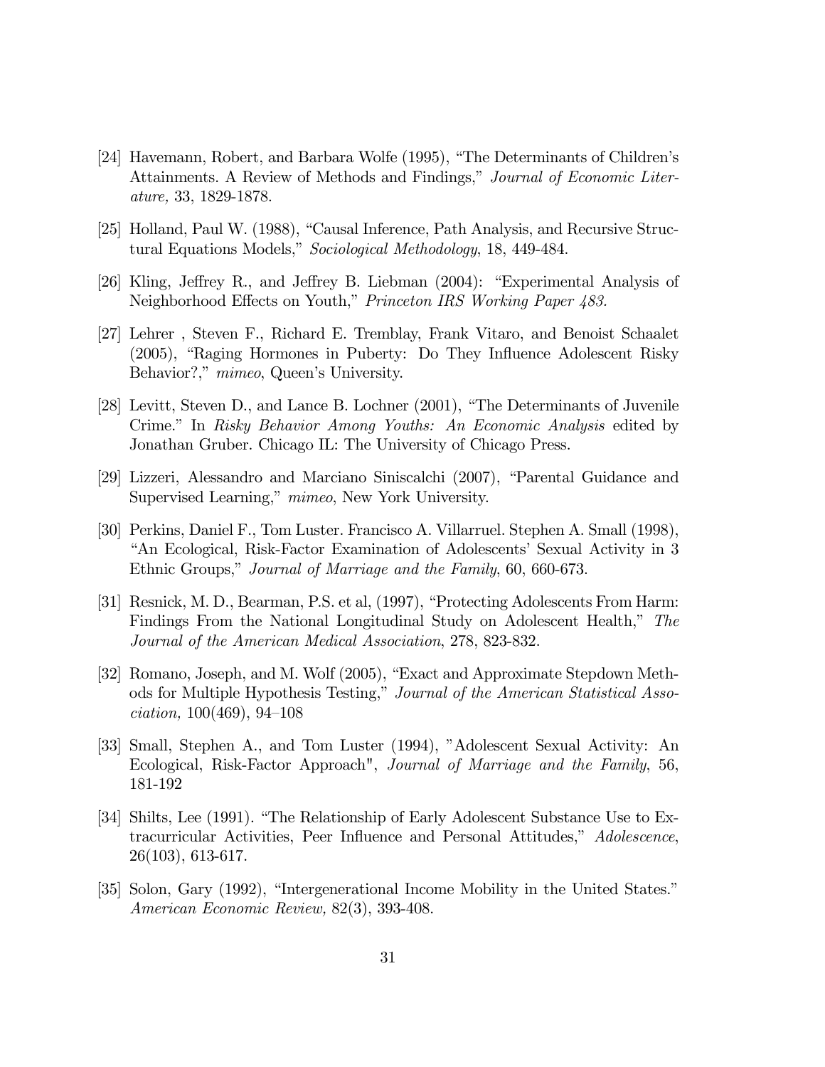[24] Havemann, Robert, and Barbara Wolfe (1995), "The Determinants of Children's Attainments. A Review of Methods and Findings," *Journal of Economic Literature,* 33, 1829-1878.

[25] Holland, Paul W. (1988), "Causal Inference, Path Analysis, and Recursive Structural Equations Models," *Sociological Methodology*, 18, 449-484.

[26] Kling, Jeffrey R., and Jeffrey B. Liebman (2004): "Experimental Analysis of Neighborhood Effects on Youth," *Princeton IRS Working Paper 483.*

[27] Lehrer , Steven F., Richard E. Tremblay, Frank Vitaro, and Benoist Schaalet (2005), "Raging Hormones in Puberty: Do They Influence Adolescent Risky Behavior?," *mimeo*, Queen's University.

[28] Levitt, Steven D., and Lance B. Lochner (2001), "The Determinants of Juvenile Crime." In *Risky Behavior Among Youths: An Economic Analysis* edited by Jonathan Gruber. Chicago IL: The University of Chicago Press.

[29] Lizzeri, Alessandro and Marciano Siniscalchi (2007), "Parental Guidance and Supervised Learning," *mimeo*, New York University.

[30] Perkins, Daniel F., Tom Luster. Francisco A. Villarruel. Stephen A. Small (1998), "An Ecological, Risk-Factor Examination of Adolescents' Sexual Activity in 3 Ethnic Groups," *Journal of Marriage and the Family*, 60, 660-673.

[31] Resnick, M. D., Bearman, P.S. et al, (1997), "Protecting Adolescents From Harm: Findings From the National Longitudinal Study on Adolescent Health," *The Journal of the American Medical Association*, 278, 823-832.

[32] Romano, Joseph, and M. Wolf (2005), "Exact and Approximate Stepdown Methods for Multiple Hypothesis Testing," *Journal of the American Statistical Association,* 100(469), 94–108

[33] Small, Stephen A., and Tom Luster (1994), "Adolescent Sexual Activity: An Ecological, Risk-Factor Approach", *Journal of Marriage and the Family*, 56, 181-192

[34] Shilts, Lee (1991). "The Relationship of Early Adolescent Substance Use to Extracurricular Activities, Peer Influence and Personal Attitudes," *Adolescence*, 26(103), 613-617.

[35] Solon, Gary (1992), "Intergenerational Income Mobility in the United States." *American Economic Review,* 82(3), 393-408.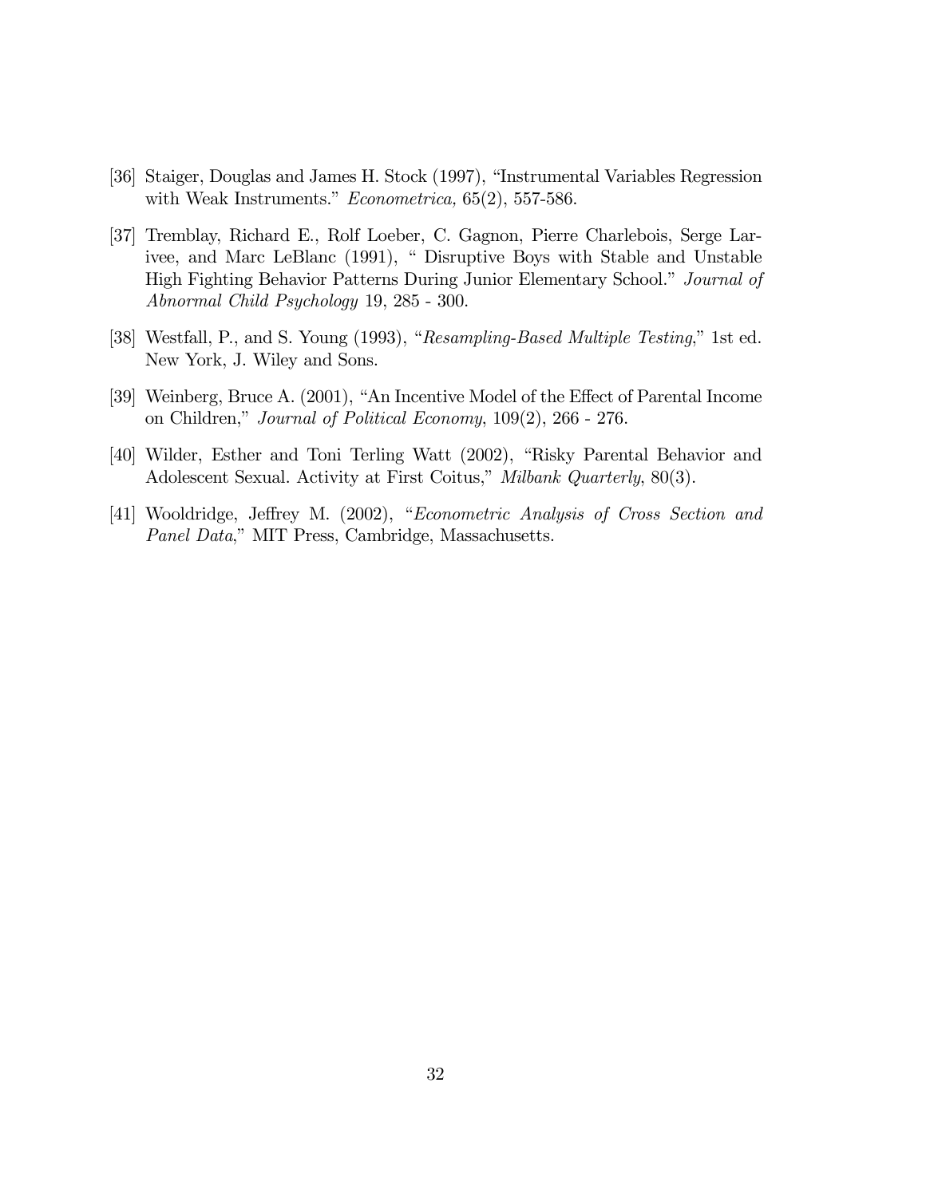[36] Staiger, Douglas and James H. Stock (1997), "Instrumental Variables Regression with Weak Instruments." *Econometrica,* 65(2), 557-586.

[37] Tremblay, Richard E., Rolf Loeber, C. Gagnon, Pierre Charlebois, Serge Larivee, and Marc LeBlanc (1991), " Disruptive Boys with Stable and Unstable High Fighting Behavior Patterns During Junior Elementary School." *Journal of Abnormal Child Psychology* 19, 285 - 300.

[38] Westfall, P., and S. Young (1993), "*Resampling-Based Multiple Testing*," 1st ed. New York, J. Wiley and Sons.

[39] Weinberg, Bruce A. (2001), "An Incentive Model of the Effect of Parental Income on Children," *Journal of Political Economy*, 109(2), 266 - 276.

[40] Wilder, Esther and Toni Terling Watt (2002), "Risky Parental Behavior and Adolescent Sexual. Activity at First Coitus," *Milbank Quarterly*, 80(3).

[41] Wooldridge, Jeffrey M. (2002), "*Econometric Analysis of Cross Section and Panel Data*," MIT Press, Cambridge, Massachusetts.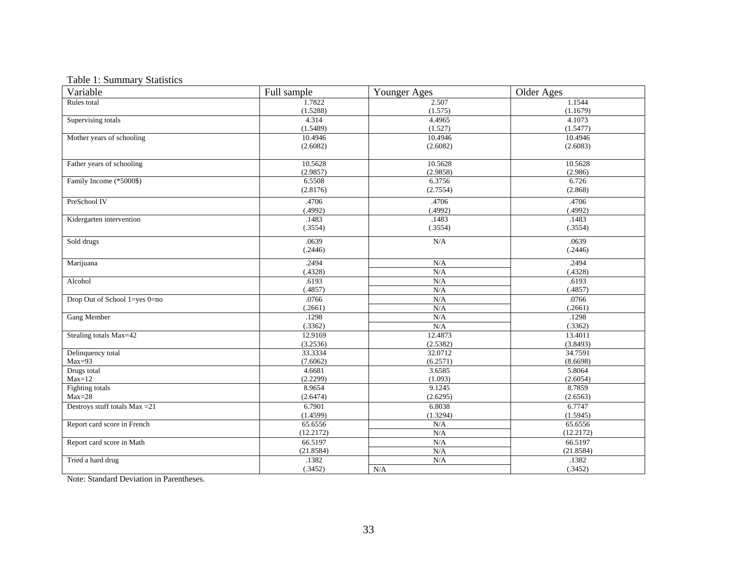Table 1: Summary Statistics

| Variable | Full sample | Younger Ages | Older Ages |
|---|---|---|---|
| Rules total | 1.7822<br>(1.5288) | 2.507<br>(1.575) | 1.1544<br>(1.1679) |
| Supervising totals | 4.314<br>(1.5489) | 4.4965<br>(1.527) | 4.1073<br>(1.5477) |
| Mother years of schooling | 10.4946<br>(2.6082) | 10.4946<br>(2.6082) | 10.4946<br>(2.6083) |
| Father years of schooling | 10.5628<br>(2.9857) | 10.5628<br>(2.9858) | 10.5628<br>(2.986) |
| Family Income (*5000$) | 6.5508<br>(2.8176) | 6.3756<br>(2.7554) | 6.726<br>(2.868) |
| PreSchool IV | .4706<br>(.4992) | .4706<br>(.4992) | .4706<br>(.4992) |
| Kidergarten intervention | .1483<br>(.3554) | .1483<br>(.3554) | .1483<br>(.3554) |
| Sold drugs | .0639<br>(.2446) | N/A | .0639<br>(.2446) |
| Marijuana | .2494<br>(.4328) | N/A<br>N/A | .2494<br>(.4328) |
| Alcohol | .6193<br>(.4857) | N/A<br>N/A | .6193<br>(.4857) |
| Drop Out of School 1=yes 0=no | .0766<br>(.2661) | N/A<br>N/A | .0766<br>(.2661) |
| Gang Member | .1298<br>(.3362) | N/A<br>N/A | .1298<br>(.3362) |
| Stealing totals Max=42 | 12.9169<br>(3.2536) | 12.4873<br>(2.5382) | 13.4011<br>(3.8493) |
| Delinquency total<br>Max=93 | 33.3334<br>(7.6062) | 32.0712<br>(6.2571) | 34.7591<br>(8.6698) |
| Drugs total<br>Max=12 | 4.6681<br>(2.2299) | 3.6585<br>(1.093) | 5.8064<br>(2.6054) |
| Fighting totals<br>Max=28 | 8.9654<br>(2.6474) | 9.1245<br>(2.6295) | 8.7859<br>(2.6563) |
| Destroys stuff totals Max =21 | 6.7901<br>(1.4599) | 6.8038<br>(1.3294) | 6.7747<br>(1.5945) |
| Report card score in French | 65.6556<br>(12.2172) | N/A<br>N/A | 65.6556<br>(12.2172) |
| Report card score in Math | 66.5197<br>(21.8584) | N/A<br>N/A | 66.5197<br>(21.8584) |
| Tried a hard drug | .1382<br>(.3452) | N/A<br>N/A | .1382<br>(.3452) |

Note: Standard Deviation in Parentheses.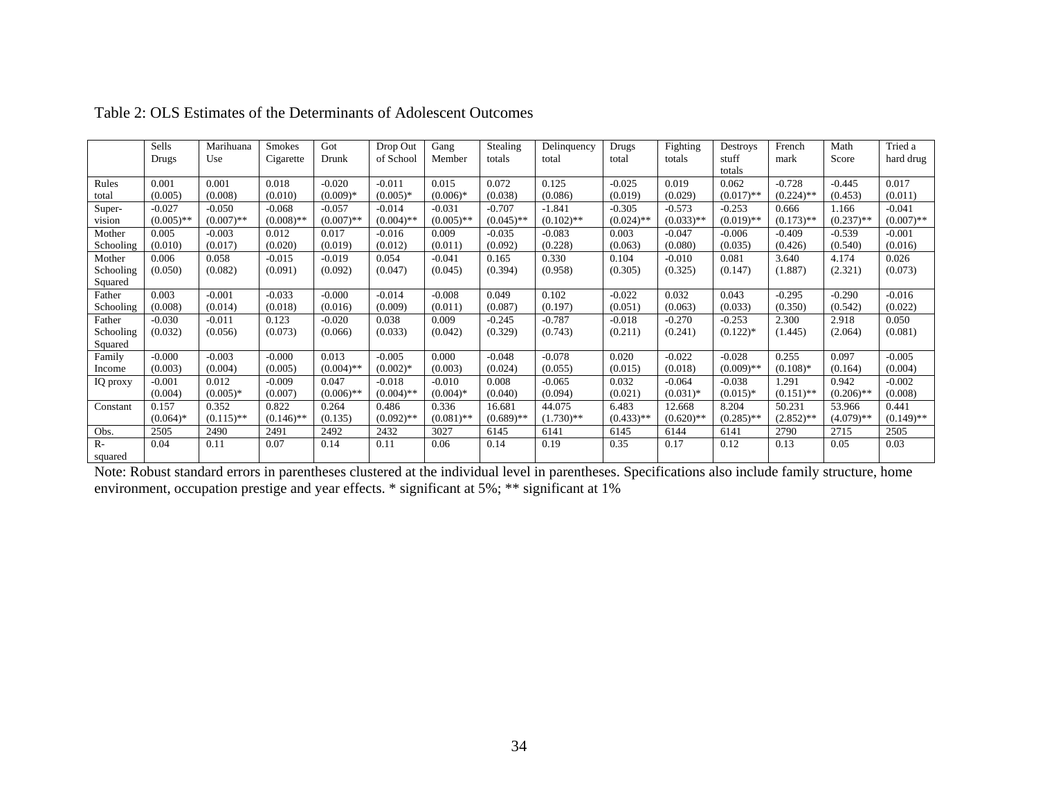Table 2: OLS Estimates of the Determinants of Adolescent Outcomes

| | Sells Drugs | Marihuana Use | Smokes Cigarette | Got Drunk | Drop Out of School | Gang Member | Stealing totals | Delinquency total | Drugs total | Fighting totals | Destroys stuff totals | French mark | Math Score | Tried a hard drug |
|---|---|---|---|---|---|---|---|---|---|---|---|---|---|---|
| Rules total | 0.001 (0.005) | 0.001 (0.008) | 0.018 (0.010) | -0.020 (0.009)* | -0.011 (0.005)* | 0.015 (0.006)* | 0.072 (0.038) | 0.125 (0.086) | -0.025 (0.019) | 0.019 (0.029) | 0.062 (0.017)** | -0.728 (0.224)** | -0.445 (0.453) | 0.017 (0.011) |
| Super-vision | -0.027 (0.005)** | -0.050 (0.007)** | -0.068 (0.008)** | -0.057 (0.007)** | -0.014 (0.004)** | -0.031 (0.005)** | -0.707 (0.045)** | -1.841 (0.102)** | -0.305 (0.024)** | -0.573 (0.033)** | -0.253 (0.019)** | 0.666 (0.173)** | 1.166 (0.237)** | -0.041 (0.007)** |
| Mother Schooling | 0.005 (0.010) | -0.003 (0.017) | 0.012 (0.020) | 0.017 (0.019) | -0.016 (0.012) | 0.009 (0.011) | -0.035 (0.092) | -0.083 (0.228) | 0.003 (0.063) | -0.047 (0.080) | -0.006 (0.035) | -0.409 (0.426) | -0.539 (0.540) | -0.001 (0.016) |
| Mother Schooling Squared | 0.006 (0.050) | 0.058 (0.082) | -0.015 (0.091) | -0.019 (0.092) | 0.054 (0.047) | -0.041 (0.045) | 0.165 (0.394) | 0.330 (0.958) | 0.104 (0.305) | -0.010 (0.325) | 0.081 (0.147) | 3.640 (1.887) | 4.174 (2.321) | 0.026 (0.073) |
| Father Schooling | 0.003 (0.008) | -0.001 (0.014) | -0.033 (0.018) | -0.000 (0.016) | -0.014 (0.009) | -0.008 (0.011) | 0.049 (0.087) | 0.102 (0.197) | -0.022 (0.051) | 0.032 (0.063) | 0.043 (0.033) | -0.295 (0.350) | -0.290 (0.542) | -0.016 (0.022) |
| Father Schooling Squared | -0.030 (0.032) | -0.011 (0.056) | 0.123 (0.073) | -0.020 (0.066) | 0.038 (0.033) | 0.009 (0.042) | -0.245 (0.329) | -0.787 (0.743) | -0.018 (0.211) | -0.270 (0.241) | -0.253 (0.122)* | 2.300 (1.445) | 2.918 (2.064) | 0.050 (0.081) |
| Family Income | -0.000 (0.003) | -0.003 (0.004) | -0.000 (0.005) | 0.013 (0.004)** | -0.005 (0.002)* | 0.000 (0.003) | -0.048 (0.024) | -0.078 (0.055) | 0.020 (0.015) | -0.022 (0.018) | -0.028 (0.009)** | 0.255 (0.108)* | 0.097 (0.164) | -0.005 (0.004) |
| IQ proxy | -0.001 (0.004) | 0.012 (0.005)* | -0.009 (0.007) | 0.047 (0.006)** | -0.018 (0.004)** | -0.010 (0.004)* | 0.008 (0.040) | -0.065 (0.094) | 0.032 (0.021) | -0.064 (0.031)* | -0.038 (0.015)* | 1.291 (0.151)** | 0.942 (0.206)** | -0.002 (0.008) |
| Constant | 0.157 (0.064)* | 0.352 (0.115)** | 0.822 (0.146)** | 0.264 (0.135) | 0.486 (0.092)** | 0.336 (0.081)** | 16.681 (0.689)** | 44.075 (1.730)** | 6.483 (0.433)** | 12.668 (0.620)** | 8.204 (0.285)** | 50.231 (2.852)** | 53.966 (4.079)** | 0.441 (0.149)** |
| Obs. | 2505 | 2490 | 2491 | 2492 | 2432 | 3027 | 6145 | 6141 | 6145 | 6144 | 6141 | 2790 | 2715 | 2505 |
| R-squared | 0.04 | 0.11 | 0.07 | 0.14 | 0.11 | 0.06 | 0.14 | 0.19 | 0.35 | 0.17 | 0.12 | 0.13 | 0.05 | 0.03 |

Note: Robust standard errors in parentheses clustered at the individual level in parentheses. Specifications also include family structure, home environment, occupation prestige and year effects. * significant at 5%; ** significant at 1%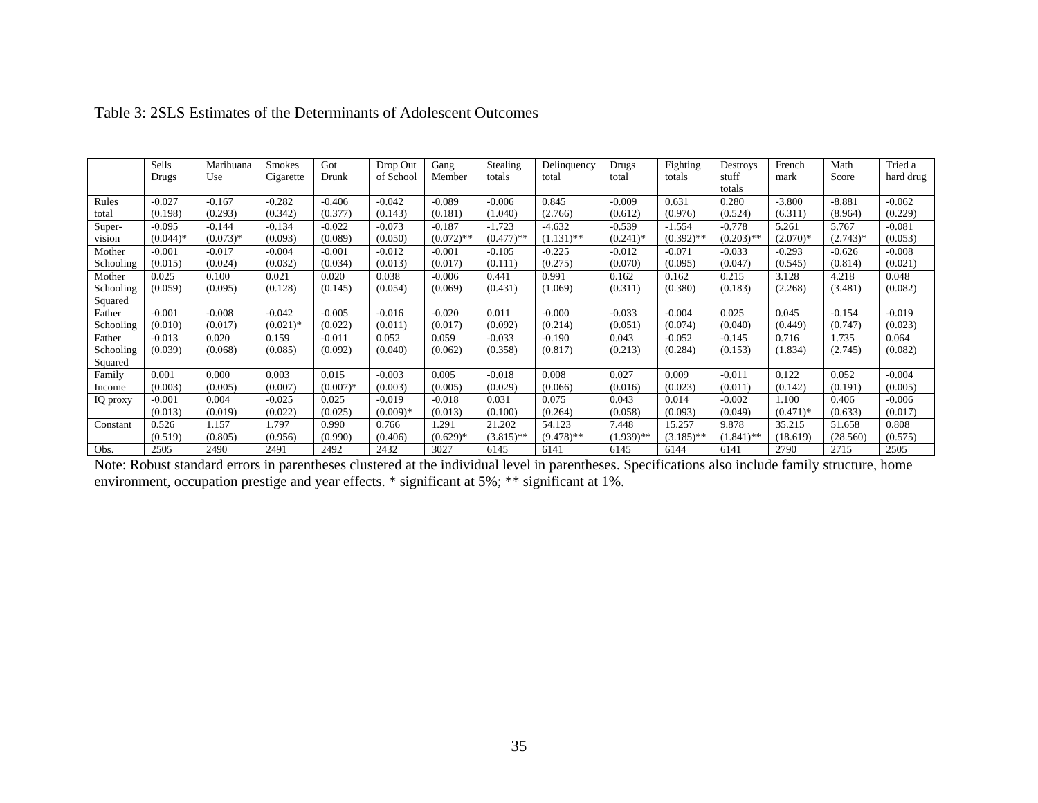Table 3: 2SLS Estimates of the Determinants of Adolescent Outcomes

| | Sells Drugs | Marihuana Use | Smokes Cigarette | Got Drunk | Drop Out of School | Gang Member | Stealing totals | Delinquency total | Drugs total | Fighting totals | Destroys stuff totals | French mark | Math Score | Tried a hard drug |
|---|---|---|---|---|---|---|---|---|---|---|---|---|---|---|
| Rules total | -0.027 (0.198) | -0.167 (0.293) | -0.282 (0.342) | -0.406 (0.377) | -0.042 (0.143) | -0.089 (0.181) | -0.006 (1.040) | 0.845 (2.766) | -0.009 (0.612) | 0.631 (0.976) | 0.280 (0.524) | -3.800 (6.311) | -8.881 (8.964) | -0.062 (0.229) |
| Super-vision | -0.095 (0.044)* | -0.144 (0.073)* | -0.134 (0.093) | -0.022 (0.089) | -0.073 (0.050) | -0.187 (0.072)** | -1.723 (0.477)** | -4.632 (1.131)** | -0.539 (0.241)* | -1.554 (0.392)** | -0.778 (0.203)** | 5.261 (2.070)* | 5.767 (2.743)* | -0.081 (0.053) |
| Mother Schooling | -0.001 (0.015) | -0.017 (0.024) | -0.004 (0.032) | -0.001 (0.034) | -0.012 (0.013) | -0.001 (0.017) | -0.105 (0.111) | -0.225 (0.275) | -0.012 (0.070) | -0.071 (0.095) | -0.033 (0.047) | -0.293 (0.545) | -0.626 (0.814) | -0.008 (0.021) |
| Mother Schooling Squared | 0.025 (0.059) | 0.100 (0.095) | 0.021 (0.128) | 0.020 (0.145) | 0.038 (0.054) | -0.006 (0.069) | 0.441 (0.431) | 0.991 (1.069) | 0.162 (0.311) | 0.162 (0.380) | 0.215 (0.183) | 3.128 (2.268) | 4.218 (3.481) | 0.048 (0.082) |
| Father Schooling | -0.001 (0.010) | -0.008 (0.017) | -0.042 (0.021)* | -0.005 (0.022) | -0.016 (0.011) | -0.020 (0.017) | 0.011 (0.092) | -0.000 (0.214) | -0.033 (0.051) | -0.004 (0.074) | 0.025 (0.040) | 0.045 (0.449) | -0.154 (0.747) | -0.019 (0.023) |
| Father Schooling Squared | -0.013 (0.039) | 0.020 (0.068) | 0.159 (0.085) | -0.011 (0.092) | 0.052 (0.040) | 0.059 (0.062) | -0.033 (0.358) | -0.190 (0.817) | 0.043 (0.213) | -0.052 (0.284) | -0.145 (0.153) | 0.716 (1.834) | 1.735 (2.745) | 0.064 (0.082) |
| Family Income | 0.001 (0.003) | 0.000 (0.005) | 0.003 (0.007) | 0.015 (0.007)* | -0.003 (0.003) | 0.005 (0.005) | -0.018 (0.029) | 0.008 (0.066) | 0.027 (0.016) | 0.009 (0.023) | -0.011 (0.011) | 0.122 (0.142) | 0.052 (0.191) | -0.004 (0.005) |
| IQ proxy | -0.001 (0.013) | 0.004 (0.019) | -0.025 (0.022) | 0.025 (0.025) | -0.019 (0.009)* | -0.018 (0.013) | 0.031 (0.100) | 0.075 (0.264) | 0.043 (0.058) | 0.014 (0.093) | -0.002 (0.049) | 1.100 (0.471)* | 0.406 (0.633) | -0.006 (0.017) |
| Constant | 0.526 (0.519) | 1.157 (0.805) | 1.797 (0.956) | 0.990 (0.990) | 0.766 (0.406) | 1.291 (0.629)* | 21.202 (3.815)** | 54.123 (9.478)** | 7.448 (1.939)** | 15.257 (3.185)** | 9.878 (1.841)** | 35.215 (18.619) | 51.658 (28.560) | 0.808 (0.575) |
| Obs. | 2505 | 2490 | 2491 | 2492 | 2432 | 3027 | 6145 | 6141 | 6145 | 6144 | 6141 | 2790 | 2715 | 2505 |

Note: Robust standard errors in parentheses clustered at the individual level in parentheses. Specifications also include family structure, home environment, occupation prestige and year effects. * significant at 5%; ** significant at 1%.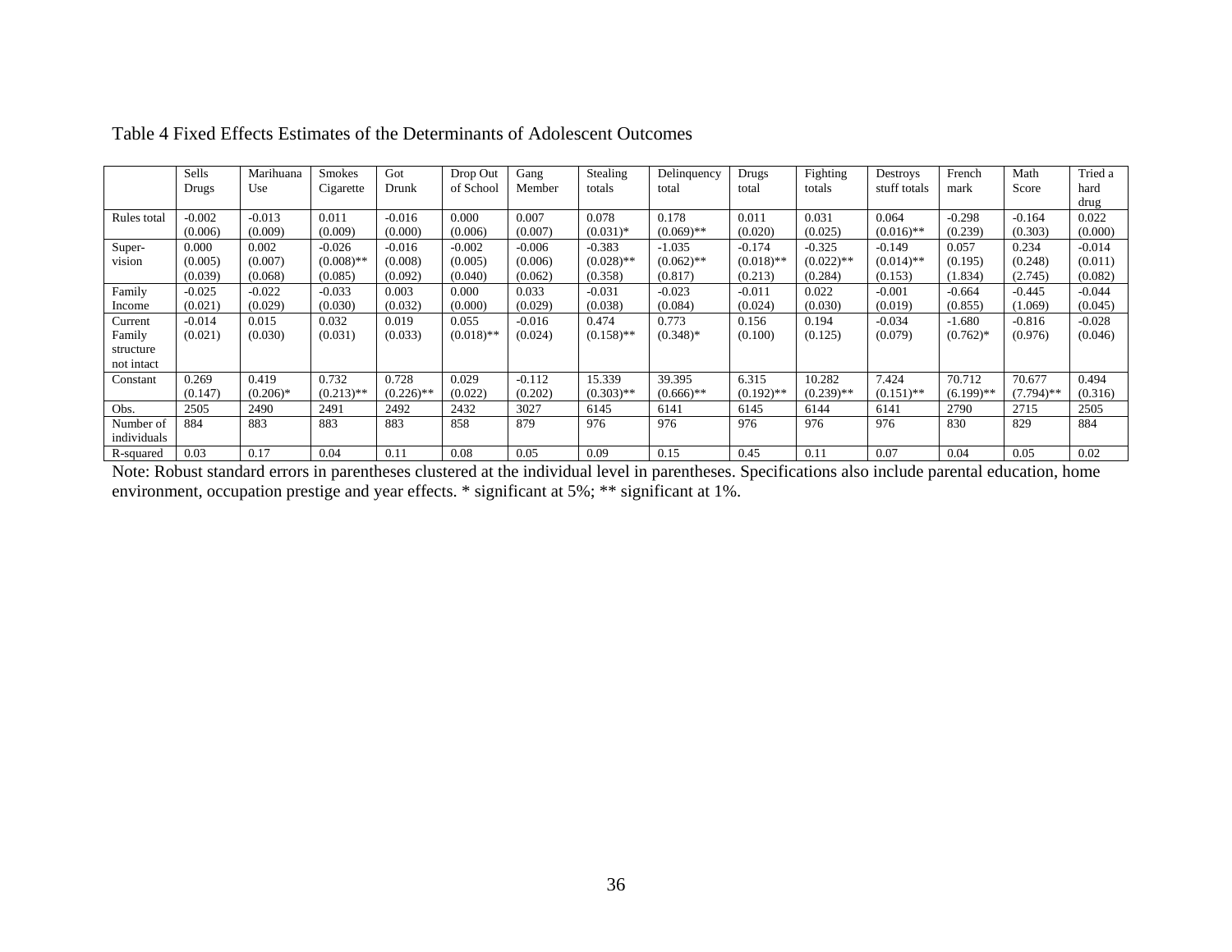Table 4 Fixed Effects Estimates of the Determinants of Adolescent Outcomes

| | Sells Drugs | Marihuana Use | Smokes Cigarette | Got Drunk | Drop Out of School | Gang Member | Stealing totals | Delinquency total | Drugs total | Fighting totals | Destroys stuff totals | French mark | Math Score | Tried a hard drug |
|---|---|---|---|---|---|---|---|---|---|---|---|---|---|---|
| Rules total | -0.002 (0.006) | -0.013 (0.009) | 0.011 (0.009) | -0.016 (0.000) | 0.000 (0.006) | 0.007 (0.007) | 0.078 (0.031)* | 0.178 (0.069)** | 0.011 (0.020) | 0.031 (0.025) | 0.064 (0.016)** | -0.298 (0.239) | -0.164 (0.303) | 0.022 (0.000) |
| Super-vision | 0.000 (0.005) (0.039) | 0.002 (0.007) (0.068) | -0.026 (0.008)** (0.085) | -0.016 (0.008) (0.092) | -0.002 (0.005) (0.040) | -0.006 (0.006) (0.062) | -0.383 (0.028)** (0.358) | -1.035 (0.062)** (0.817) | -0.174 (0.018)** (0.213) | -0.325 (0.022)** (0.284) | -0.149 (0.014)** (0.153) | 0.057 (0.195) (1.834) | 0.234 (0.248) (2.745) | -0.014 (0.011) (0.082) |
| Family Income | -0.025 (0.021) | -0.022 (0.029) | -0.033 (0.030) | 0.003 (0.032) | 0.000 (0.000) | 0.033 (0.029) | -0.031 (0.038) | -0.023 (0.084) | -0.011 (0.024) | 0.022 (0.030) | -0.001 (0.019) | -0.664 (0.855) | -0.445 (1.069) | -0.044 (0.045) |
| Current Family structure not intact | -0.014 (0.021) | 0.015 (0.030) | 0.032 (0.031) | 0.019 (0.033) | 0.055 (0.018)** | -0.016 (0.024) | 0.474 (0.158)** | 0.773 (0.348)* | 0.156 (0.100) | 0.194 (0.125) | -0.034 (0.079) | -1.680 (0.762)* | -0.816 (0.976) | -0.028 (0.046) |
| Constant | 0.269 (0.147) | 0.419 (0.206)* | 0.732 (0.213)** | 0.728 (0.226)** | 0.029 (0.022) | -0.112 (0.202) | 15.339 (0.303)** | 39.395 (0.666)** | 6.315 (0.192)** | 10.282 (0.239)** | 7.424 (0.151)** | 70.712 (6.199)** | 70.677 (7.794)** | 0.494 (0.316) |
| Obs. | 2505 | 2490 | 2491 | 2492 | 2432 | 3027 | 6145 | 6141 | 6145 | 6144 | 6141 | 2790 | 2715 | 2505 |
| Number of individuals | 884 | 883 | 883 | 883 | 858 | 879 | 976 | 976 | 976 | 976 | 976 | 830 | 829 | 884 |
| R-squared | 0.03 | 0.17 | 0.04 | 0.11 | 0.08 | 0.05 | 0.09 | 0.15 | 0.45 | 0.11 | 0.07 | 0.04 | 0.05 | 0.02 |

Note: Robust standard errors in parentheses clustered at the individual level in parentheses. Specifications also include parental education, home environment, occupation prestige and year effects. * significant at 5%; ** significant at 1%.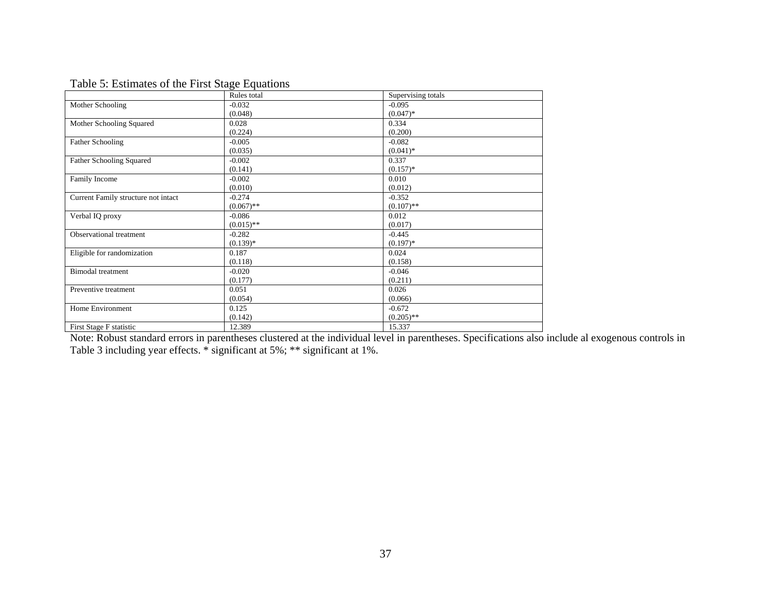Table 5: Estimates of the First Stage Equations

| | Rules total | Supervising totals |
|---|---|---|
| Mother Schooling | -0.032 | -0.095 |
| | (0.048) | (0.047)* |
| Mother Schooling Squared | 0.028 | 0.334 |
| | (0.224) | (0.200) |
| Father Schooling | -0.005 | -0.082 |
| | (0.035) | (0.041)* |
| Father Schooling Squared | -0.002 | 0.337 |
| | (0.141) | (0.157)* |
| Family Income | -0.002 | 0.010 |
| | (0.010) | (0.012) |
| Current Family structure not intact | -0.274 | -0.352 |
| | (0.067)** | (0.107)** |
| Verbal IQ proxy | -0.086 | 0.012 |
| | (0.015)** | (0.017) |
| Observational treatment | -0.282 | -0.445 |
| | (0.139)* | (0.197)* |
| Eligible for randomization | 0.187 | 0.024 |
| | (0.118) | (0.158) |
| Bimodal treatment | -0.020 | -0.046 |
| | (0.177) | (0.211) |
| Preventive treatment | 0.051 | 0.026 |
| | (0.054) | (0.066) |
| Home Environment | 0.125 | -0.672 |
| | (0.142) | (0.205)** |
| First Stage F statistic | 12.389 | 15.337 |

Note: Robust standard errors in parentheses clustered at the individual level in parentheses. Specifications also include al exogenous controls in Table 3 including year effects. * significant at 5%; ** significant at 1%.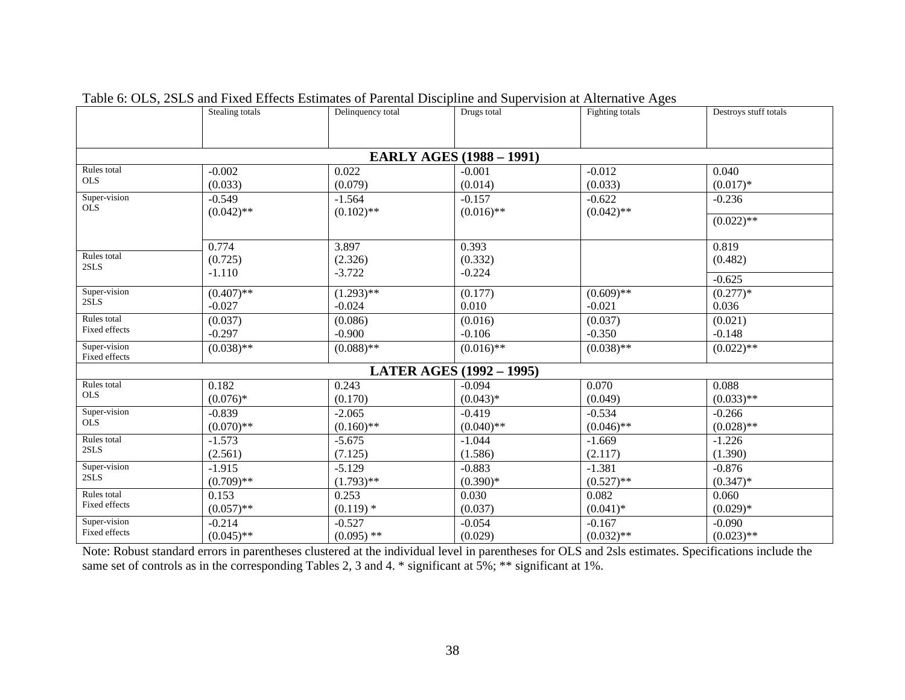Table 6: OLS, 2SLS and Fixed Effects Estimates of Parental Discipline and Supervision at Alternative Ages

| | Stealing totals | Delinquency total | Drugs total | Fighting totals | Destroys stuff totals |
|---|---|---|---|---|---|
| **EARLY AGES (1988 – 1991)** | | | | | |
| Rules total OLS | -0.002 (0.033) | 0.022 (0.079) | -0.001 (0.014) | -0.012 (0.033) | 0.040 (0.017)* |
| Super-vision OLS | -0.549 (0.042)** | -1.564 (0.102)** | -0.157 (0.016)** | -0.622 (0.042)** | -0.236 (0.022)** |
| Rules total 2SLS | 0.774 (0.725) | 3.897 (2.326) | 0.393 (0.332) | | 0.819 (0.482) |
| Super-vision 2SLS | -1.110 (0.407)** | -3.722 (1.293)** | -0.224 (0.177) | (0.609)** | -0.625 (0.277)* |
| Rules total Fixed effects | -0.027 (0.037) | -0.024 (0.086) | 0.010 (0.016) | -0.021 (0.037) | 0.036 (0.021) |
| Super-vision Fixed effects | -0.297 (0.038)** | -0.900 (0.088)** | -0.106 (0.016)** | -0.350 (0.038)** | -0.148 (0.022)** |
| **LATER AGES (1992 – 1995)** | | | | | |
| Rules total OLS | 0.182 (0.076)* | 0.243 (0.170) | -0.094 (0.043)* | 0.070 (0.049) | 0.088 (0.033)** |
| Super-vision OLS | -0.839 (0.070)** | -2.065 (0.160)** | -0.419 (0.040)** | -0.534 (0.046)** | -0.266 (0.028)** |
| Rules total 2SLS | -1.573 (2.561) | -5.675 (7.125) | -1.044 (1.586) | -1.669 (2.117) | -1.226 (1.390) |
| Super-vision 2SLS | -1.915 (0.709)** | -5.129 (1.793)** | -0.883 (0.390)* | -1.381 (0.527)** | -0.876 (0.347)* |
| Rules total Fixed effects | 0.153 (0.057)** | 0.253 (0.119) * | 0.030 (0.037) | 0.082 (0.041)* | 0.060 (0.029)* |
| Super-vision Fixed effects | -0.214 (0.045)** | -0.527 (0.095) ** | -0.054 (0.029) | -0.167 (0.032)** | -0.090 (0.023)** |

Note: Robust standard errors in parentheses clustered at the individual level in parentheses for OLS and 2sls estimates. Specifications include the same set of controls as in the corresponding Tables 2, 3 and 4. * significant at 5%; ** significant at 1%.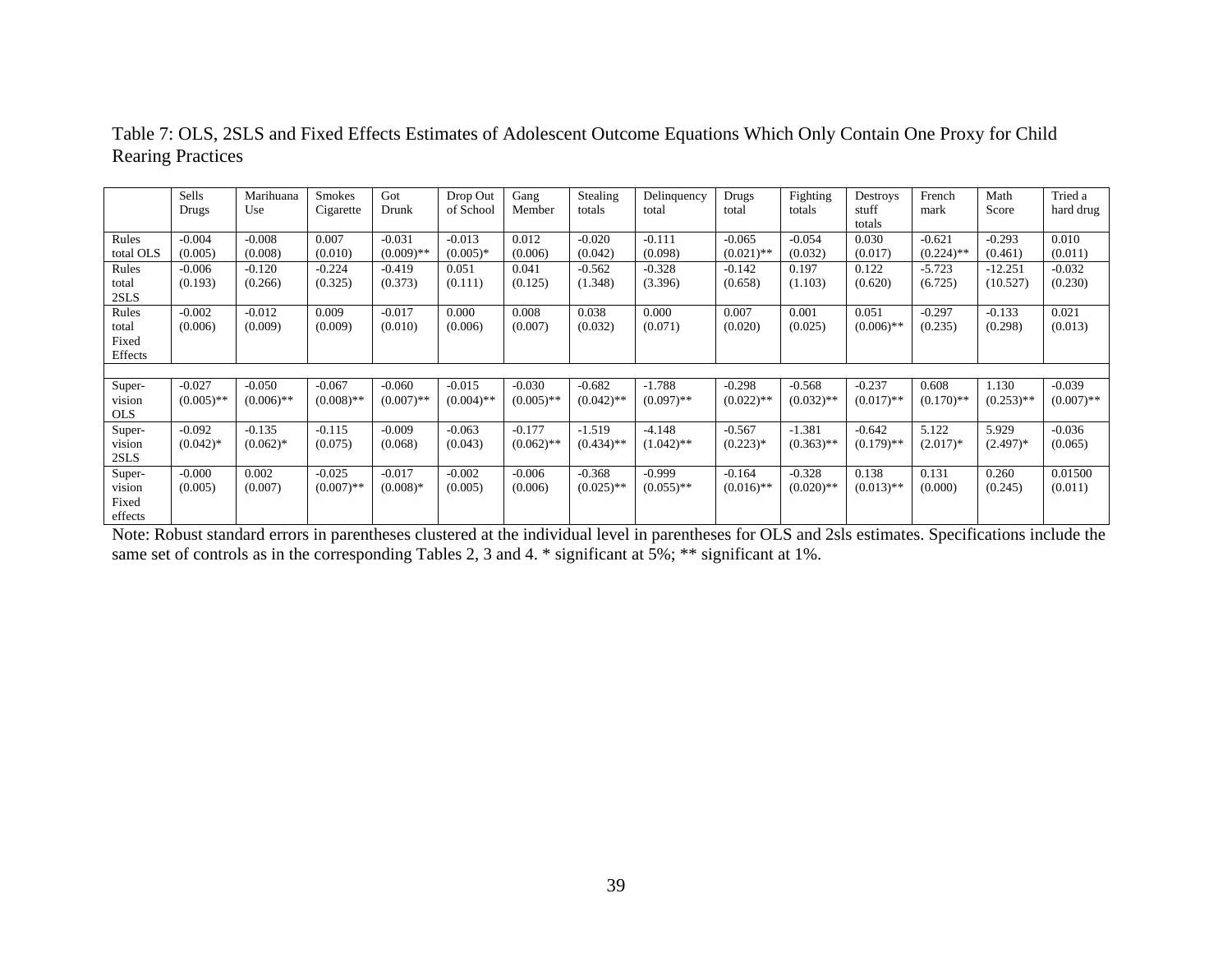Table 7: OLS, 2SLS and Fixed Effects Estimates of Adolescent Outcome Equations Which Only Contain One Proxy for Child Rearing Practices

| | Sells Drugs | Marihuana Use | Smokes Cigarette | Got Drunk | Drop Out of School | Gang Member | Stealing totals | Delinquency total | Drugs total | Fighting totals | Destroys stuff totals | French mark | Math Score | Tried a hard drug |
|---|---|---|---|---|---|---|---|---|---|---|---|---|---|---|
| Rules total OLS | -0.004 (0.005) | -0.008 (0.008) | 0.007 (0.010) | -0.031 (0.009)** | -0.013 (0.005)* | 0.012 (0.006) | -0.020 (0.042) | -0.111 (0.098) | -0.065 (0.021)** | -0.054 (0.032) | 0.030 (0.017) | -0.621 (0.224)** | -0.293 (0.461) | 0.010 (0.011) |
| Rules total 2SLS | -0.006 (0.193) | -0.120 (0.266) | -0.224 (0.325) | -0.419 (0.373) | 0.051 (0.111) | 0.041 (0.125) | -0.562 (1.348) | -0.328 (3.396) | -0.142 (0.658) | 0.197 (1.103) | 0.122 (0.620) | -5.723 (6.725) | -12.251 (10.527) | -0.032 (0.230) |
| Rules total Fixed Effects | -0.002 (0.006) | -0.012 (0.009) | 0.009 (0.009) | -0.017 (0.010) | 0.000 (0.006) | 0.008 (0.007) | 0.038 (0.032) | 0.000 (0.071) | 0.007 (0.020) | 0.001 (0.025) | 0.051 (0.006)** | -0.297 (0.235) | -0.133 (0.298) | 0.021 (0.013) |
| | | | | | | | | | | | | | | |
| Super-vision OLS | -0.027 (0.005)** | -0.050 (0.006)** | -0.067 (0.008)** | -0.060 (0.007)** | -0.015 (0.004)** | -0.030 (0.005)** | -0.682 (0.042)** | -1.788 (0.097)** | -0.298 (0.022)** | -0.568 (0.032)** | -0.237 (0.017)** | 0.608 (0.170)** | 1.130 (0.253)** | -0.039 (0.007)** |
| Super-vision 2SLS | -0.092 (0.042)* | -0.135 (0.062)* | -0.115 (0.075) | -0.009 (0.068) | -0.063 (0.043) | -0.177 (0.062)** | -1.519 (0.434)** | -4.148 (1.042)** | -0.567 (0.223)* | -1.381 (0.363)** | -0.642 (0.179)** | 5.122 (2.017)* | 5.929 (2.497)* | -0.036 (0.065) |
| Super-vision Fixed effects | -0.000 (0.005) | 0.002 (0.007) | -0.025 (0.007)** | -0.017 (0.008)* | -0.002 (0.005) | -0.006 (0.006) | -0.368 (0.025)** | -0.999 (0.055)** | -0.164 (0.016)** | -0.328 (0.020)** | 0.138 (0.013)** | 0.131 (0.000) | 0.260 (0.245) | 0.01500 (0.011) |

Note: Robust standard errors in parentheses clustered at the individual level in parentheses for OLS and 2sls estimates. Specifications include the same set of controls as in the corresponding Tables 2, 3 and 4. * significant at 5%; ** significant at 1%.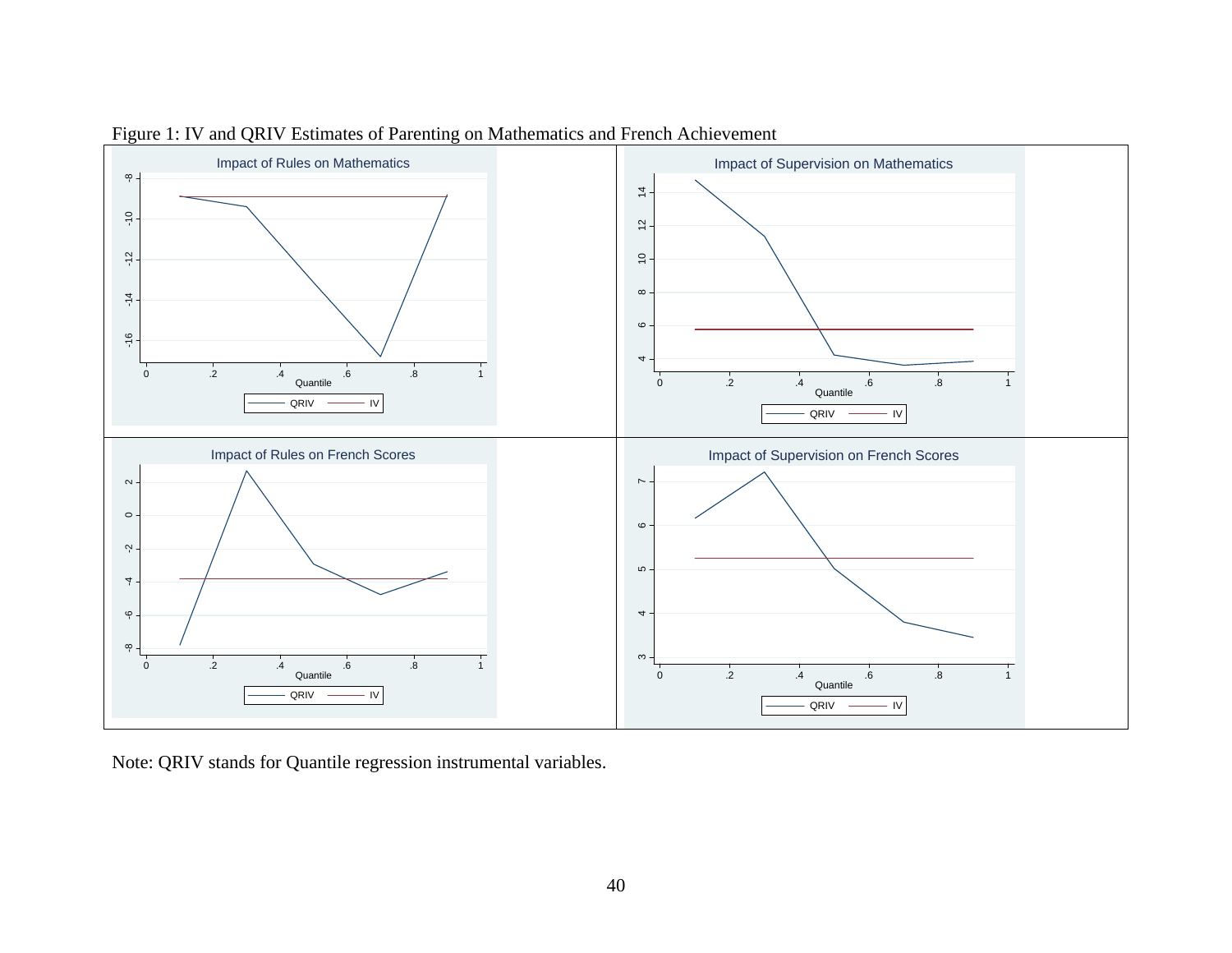Figure 1: IV and QRIV Estimates of Parenting on Mathematics and French Achievement

Impact of Rules on Mathematics

-8
-10
-12
-14
-16

0 .2 .4 .6 .8 1

Quantile

QRIV IV

Impact of Supervision on Mathematics

14
12
10
8
6
4

0 .2 .4 .6 .8 1

Quantile

QRIV IV

Impact of Rules on French Scores

2
0
-2
-4
-6
-8

0 .2 .4 .6 .8 1

Quantile

QRIV IV

Impact of Supervision on French Scores

7
6
5
4
3

0 .2 .4 .6 .8 1

Quantile

QRIV IV

Note: QRIV stands for Quantile regression instrumental variables.